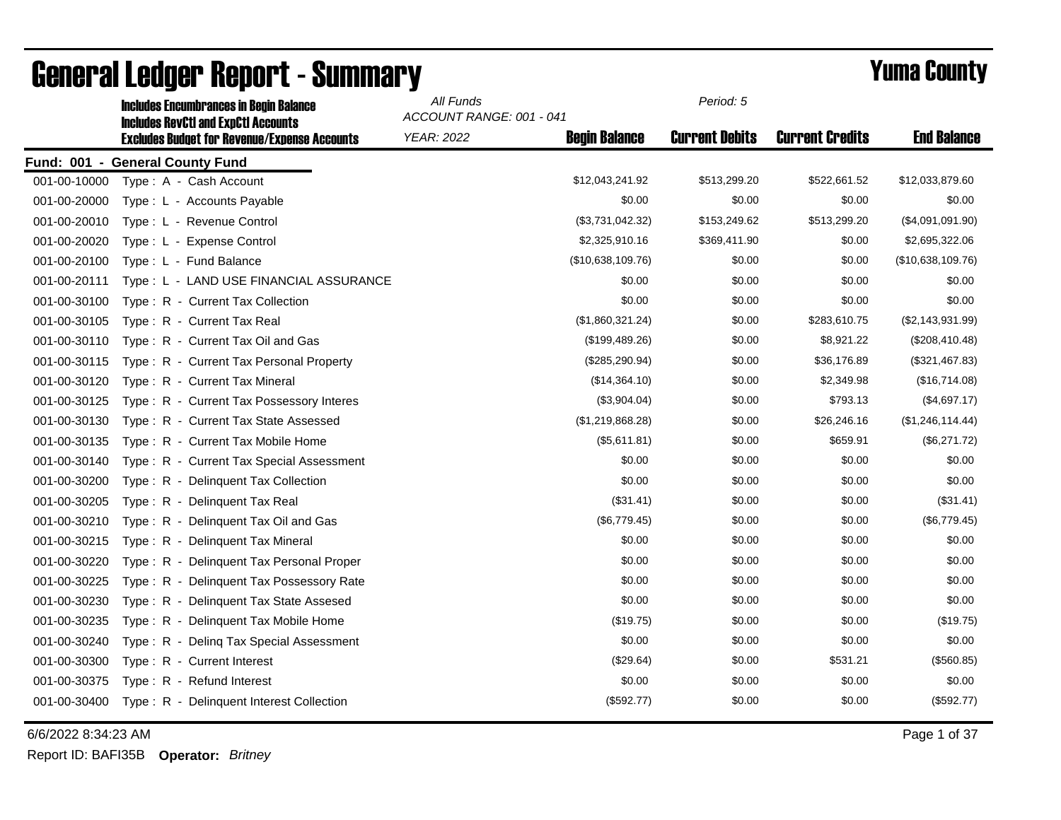# General Ledger Report - Summary

## Yuma County

**Includes Encumbrances in Begin Balance**
**Includes RevCtl and ExpCtl Accounts**
**Excludes Budget for Revenue/Expense Accounts**

*All Funds*
*ACCOUNT RANGE: 001 - 041*
*YEAR: 2022*
*Period: 5*

**Fund: 001 - General County Fund**

| Account | Description | Begin Balance | Current Debits | Current Credits | End Balance |
|---|---|---|---|---|---|
| 001-00-10000 | Type : A - Cash Account | $12,043,241.92 | $513,299.20 | $522,661.52 | $12,033,879.60 |
| 001-00-20000 | Type : L - Accounts Payable | $0.00 | $0.00 | $0.00 | $0.00 |
| 001-00-20010 | Type : L - Revenue Control | ($3,731,042.32) | $153,249.62 | $513,299.20 | ($4,091,091.90) |
| 001-00-20020 | Type : L - Expense Control | $2,325,910.16 | $369,411.90 | $0.00 | $2,695,322.06 |
| 001-00-20100 | Type : L - Fund Balance | ($10,638,109.76) | $0.00 | $0.00 | ($10,638,109.76) |
| 001-00-20111 | Type : L - LAND USE FINANCIAL ASSURANCE | $0.00 | $0.00 | $0.00 | $0.00 |
| 001-00-30100 | Type : R - Current Tax Collection | $0.00 | $0.00 | $0.00 | $0.00 |
| 001-00-30105 | Type : R - Current Tax Real | ($1,860,321.24) | $0.00 | $283,610.75 | ($2,143,931.99) |
| 001-00-30110 | Type : R - Current Tax Oil and Gas | ($199,489.26) | $0.00 | $8,921.22 | ($208,410.48) |
| 001-00-30115 | Type : R - Current Tax Personal Property | ($285,290.94) | $0.00 | $36,176.89 | ($321,467.83) |
| 001-00-30120 | Type : R - Current Tax Mineral | ($14,364.10) | $0.00 | $2,349.98 | ($16,714.08) |
| 001-00-30125 | Type : R - Current Tax Possessory Interes | ($3,904.04) | $0.00 | $793.13 | ($4,697.17) |
| 001-00-30130 | Type : R - Current Tax State Assessed | ($1,219,868.28) | $0.00 | $26,246.16 | ($1,246,114.44) |
| 001-00-30135 | Type : R - Current Tax Mobile Home | ($5,611.81) | $0.00 | $659.91 | ($6,271.72) |
| 001-00-30140 | Type : R - Current Tax Special Assessment | $0.00 | $0.00 | $0.00 | $0.00 |
| 001-00-30200 | Type : R - Delinquent Tax Collection | $0.00 | $0.00 | $0.00 | $0.00 |
| 001-00-30205 | Type : R - Delinquent Tax Real | ($31.41) | $0.00 | $0.00 | ($31.41) |
| 001-00-30210 | Type : R - Delinquent Tax Oil and Gas | ($6,779.45) | $0.00 | $0.00 | ($6,779.45) |
| 001-00-30215 | Type : R - Delinquent Tax Mineral | $0.00 | $0.00 | $0.00 | $0.00 |
| 001-00-30220 | Type : R - Delinquent Tax Personal Proper | $0.00 | $0.00 | $0.00 | $0.00 |
| 001-00-30225 | Type : R - Delinquent Tax Possessory Rate | $0.00 | $0.00 | $0.00 | $0.00 |
| 001-00-30230 | Type : R - Delinquent Tax State Assesed | $0.00 | $0.00 | $0.00 | $0.00 |
| 001-00-30235 | Type : R - Delinquent Tax Mobile Home | ($19.75) | $0.00 | $0.00 | ($19.75) |
| 001-00-30240 | Type : R - Delinq Tax Special Assessment | $0.00 | $0.00 | $0.00 | $0.00 |
| 001-00-30300 | Type : R - Current Interest | ($29.64) | $0.00 | $531.21 | ($560.85) |
| 001-00-30375 | Type : R - Refund Interest | $0.00 | $0.00 | $0.00 | $0.00 |
| 001-00-30400 | Type : R - Delinquent Interest Collection | ($592.77) | $0.00 | $0.00 | ($592.77) |

6/6/2022 8:34:23 AM

Report ID: BAFI35B **Operator:** *Britney*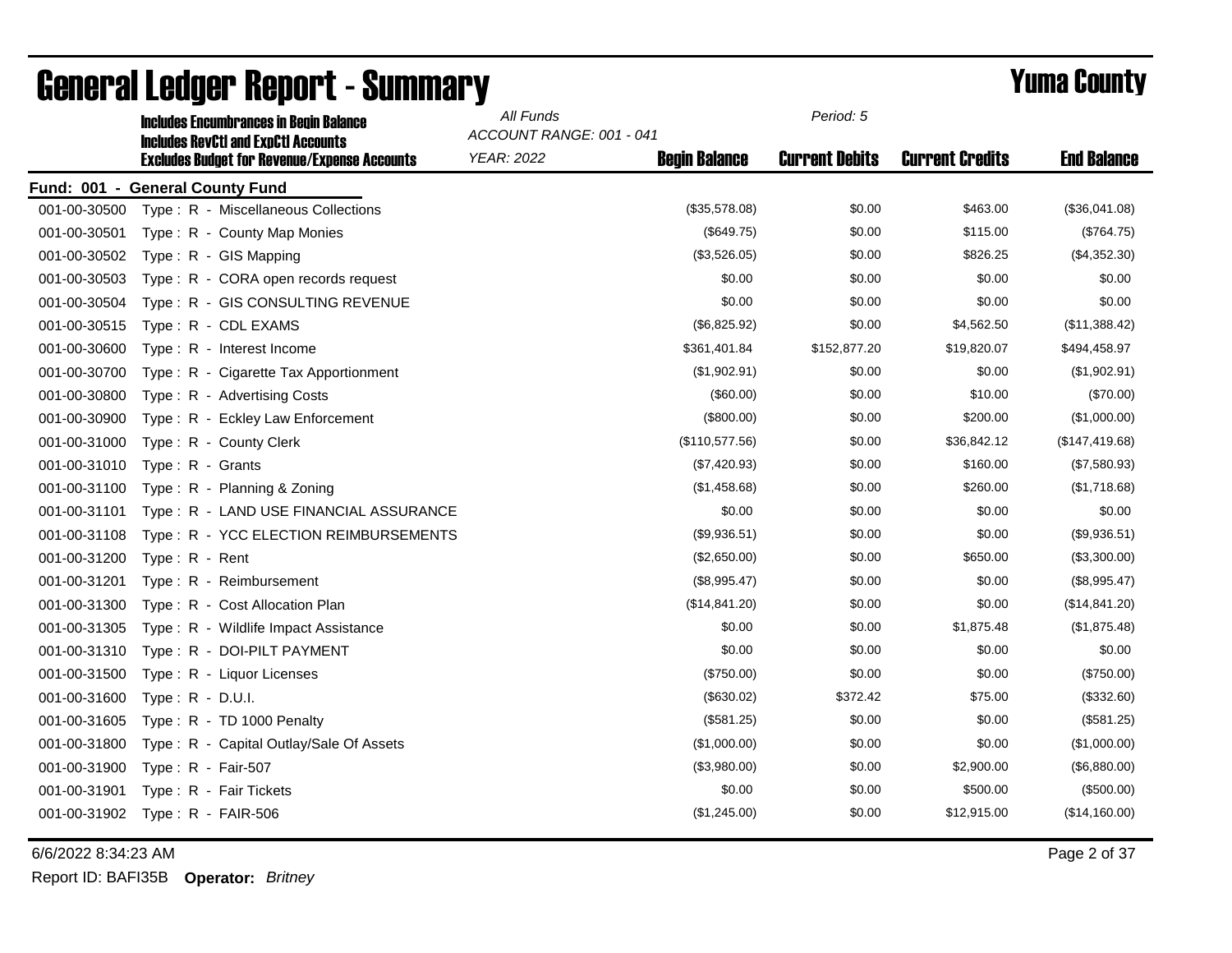# General Ledger Report - Summary

# Yuma County

**Includes Encumbrances in Begin Balance**
**Includes RevCtl and ExpCtl Accounts**
**Excludes Budget for Revenue/Expense Accounts**

*All Funds*
*ACCOUNT RANGE: 001 - 041*
*YEAR: 2022*

*Period: 5*

**Fund: 001 - General County Fund**

| Account | Description | Begin Balance | Current Debits | Current Credits | End Balance |
|---|---|---|---|---|---|
| 001-00-30500 | Type : R - Miscellaneous Collections | ($35,578.08) | $0.00 | $463.00 | ($36,041.08) |
| 001-00-30501 | Type : R - County Map Monies | ($649.75) | $0.00 | $115.00 | ($764.75) |
| 001-00-30502 | Type : R - GIS Mapping | ($3,526.05) | $0.00 | $826.25 | ($4,352.30) |
| 001-00-30503 | Type : R - CORA open records request | $0.00 | $0.00 | $0.00 | $0.00 |
| 001-00-30504 | Type : R - GIS CONSULTING REVENUE | $0.00 | $0.00 | $0.00 | $0.00 |
| 001-00-30515 | Type : R - CDL EXAMS | ($6,825.92) | $0.00 | $4,562.50 | ($11,388.42) |
| 001-00-30600 | Type : R - Interest Income | $361,401.84 | $152,877.20 | $19,820.07 | $494,458.97 |
| 001-00-30700 | Type : R - Cigarette Tax Apportionment | ($1,902.91) | $0.00 | $0.00 | ($1,902.91) |
| 001-00-30800 | Type : R - Advertising Costs | ($60.00) | $0.00 | $10.00 | ($70.00) |
| 001-00-30900 | Type : R - Eckley Law Enforcement | ($800.00) | $0.00 | $200.00 | ($1,000.00) |
| 001-00-31000 | Type : R - County Clerk | ($110,577.56) | $0.00 | $36,842.12 | ($147,419.68) |
| 001-00-31010 | Type : R - Grants | ($7,420.93) | $0.00 | $160.00 | ($7,580.93) |
| 001-00-31100 | Type : R - Planning & Zoning | ($1,458.68) | $0.00 | $260.00 | ($1,718.68) |
| 001-00-31101 | Type : R - LAND USE FINANCIAL ASSURANCE | $0.00 | $0.00 | $0.00 | $0.00 |
| 001-00-31108 | Type : R - YCC ELECTION REIMBURSEMENTS | ($9,936.51) | $0.00 | $0.00 | ($9,936.51) |
| 001-00-31200 | Type : R - Rent | ($2,650.00) | $0.00 | $650.00 | ($3,300.00) |
| 001-00-31201 | Type : R - Reimbursement | ($8,995.47) | $0.00 | $0.00 | ($8,995.47) |
| 001-00-31300 | Type : R - Cost Allocation Plan | ($14,841.20) | $0.00 | $0.00 | ($14,841.20) |
| 001-00-31305 | Type : R - Wildlife Impact Assistance | $0.00 | $0.00 | $1,875.48 | ($1,875.48) |
| 001-00-31310 | Type : R - DOI-PILT PAYMENT | $0.00 | $0.00 | $0.00 | $0.00 |
| 001-00-31500 | Type : R - Liquor Licenses | ($750.00) | $0.00 | $0.00 | ($750.00) |
| 001-00-31600 | Type : R - D.U.I. | ($630.02) | $372.42 | $75.00 | ($332.60) |
| 001-00-31605 | Type : R - TD 1000 Penalty | ($581.25) | $0.00 | $0.00 | ($581.25) |
| 001-00-31800 | Type : R - Capital Outlay/Sale Of Assets | ($1,000.00) | $0.00 | $0.00 | ($1,000.00) |
| 001-00-31900 | Type : R - Fair-507 | ($3,980.00) | $0.00 | $2,900.00 | ($6,880.00) |
| 001-00-31901 | Type : R - Fair Tickets | $0.00 | $0.00 | $500.00 | ($500.00) |
| 001-00-31902 | Type : R - FAIR-506 | ($1,245.00) | $0.00 | $12,915.00 | ($14,160.00) |

6/6/2022 8:34:23 AM

Report ID: BAFI35B **Operator:** *Britney*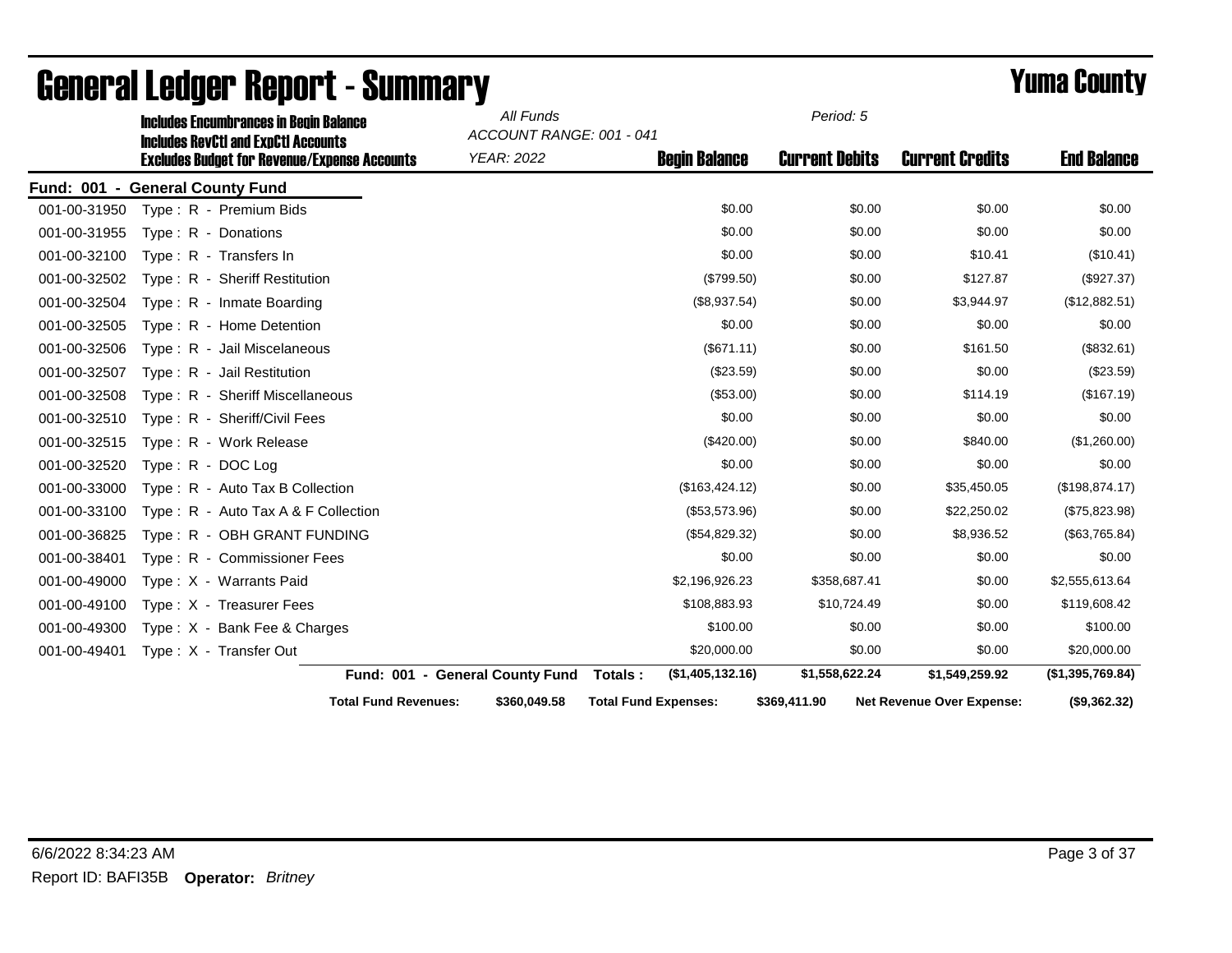# General Ledger Report - Summary

# Yuma County

**Includes Encumbrances in Begin Balance**
**Includes RevCtl and ExpCtl Accounts**
**Excludes Budget for Revenue/Expense Accounts**

All Funds
ACCOUNT RANGE: 001 - 041
YEAR: 2022

Period: 5

## Fund: 001 - General County Fund

| Account | Description | Begin Balance | Current Debits | Current Credits | End Balance |
|---|---|---|---|---|---|
| 001-00-31950 | Type : R - Premium Bids | $0.00 | $0.00 | $0.00 | $0.00 |
| 001-00-31955 | Type : R - Donations | $0.00 | $0.00 | $0.00 | $0.00 |
| 001-00-32100 | Type : R - Transfers In | $0.00 | $0.00 | $10.41 | ($10.41) |
| 001-00-32502 | Type : R - Sheriff Restitution | ($799.50) | $0.00 | $127.87 | ($927.37) |
| 001-00-32504 | Type : R - Inmate Boarding | ($8,937.54) | $0.00 | $3,944.97 | ($12,882.51) |
| 001-00-32505 | Type : R - Home Detention | $0.00 | $0.00 | $0.00 | $0.00 |
| 001-00-32506 | Type : R - Jail Miscelaneous | ($671.11) | $0.00 | $161.50 | ($832.61) |
| 001-00-32507 | Type : R - Jail Restitution | ($23.59) | $0.00 | $0.00 | ($23.59) |
| 001-00-32508 | Type : R - Sheriff Miscellaneous | ($53.00) | $0.00 | $114.19 | ($167.19) |
| 001-00-32510 | Type : R - Sheriff/Civil Fees | $0.00 | $0.00 | $0.00 | $0.00 |
| 001-00-32515 | Type : R - Work Release | ($420.00) | $0.00 | $840.00 | ($1,260.00) |
| 001-00-32520 | Type : R - DOC Log | $0.00 | $0.00 | $0.00 | $0.00 |
| 001-00-33000 | Type : R - Auto Tax B Collection | ($163,424.12) | $0.00 | $35,450.05 | ($198,874.17) |
| 001-00-33100 | Type : R - Auto Tax A & F Collection | ($53,573.96) | $0.00 | $22,250.02 | ($75,823.98) |
| 001-00-36825 | Type : R - OBH GRANT FUNDING | ($54,829.32) | $0.00 | $8,936.52 | ($63,765.84) |
| 001-00-38401 | Type : R - Commissioner Fees | $0.00 | $0.00 | $0.00 | $0.00 |
| 001-00-49000 | Type : X - Warrants Paid | $2,196,926.23 | $358,687.41 | $0.00 | $2,555,613.64 |
| 001-00-49100 | Type : X - Treasurer Fees | $108,883.93 | $10,724.49 | $0.00 | $119,608.42 |
| 001-00-49300 | Type : X - Bank Fee & Charges | $100.00 | $0.00 | $0.00 | $100.00 |
| 001-00-49401 | Type : X - Transfer Out | $20,000.00 | $0.00 | $0.00 | $20,000.00 |
| | **Fund: 001 - General County Fund Totals :** | **($1,405,132.16)** | **$1,558,622.24** | **$1,549,259.92** | **($1,395,769.84)** |

**Total Fund Revenues:** $360,049.58 **Total Fund Expenses:** $369,411.90 **Net Revenue Over Expense:** ($9,362.32)

6/6/2022 8:34:23 AM

Report ID: BAFI35B **Operator:** *Britney*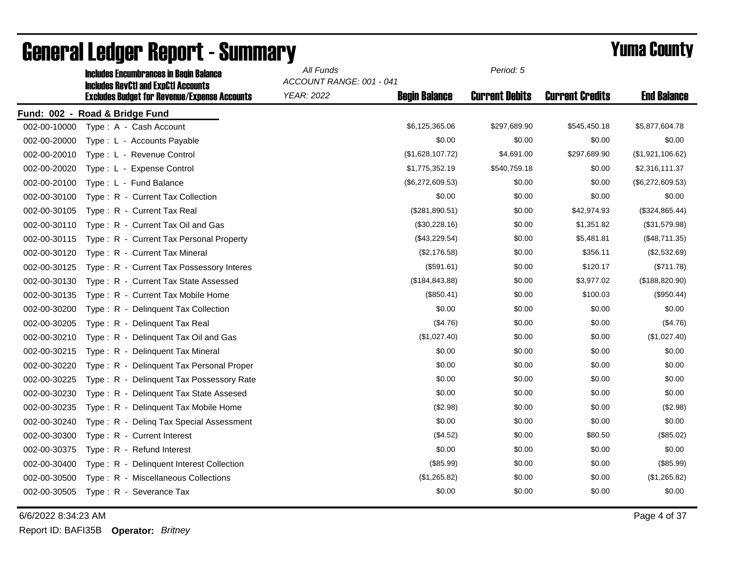# General Ledger Report - Summary

# Yuma County

**Includes Encumbrances in Begin Balance**
**Includes RevCtl and ExpCtl Accounts**
**Excludes Budget for Revenue/Expense Accounts**

*All Funds*
*ACCOUNT RANGE: 001 - 041*
*YEAR: 2022*
*Period: 5*

**Fund: 002 - Road & Bridge Fund**

| Account | Description | Begin Balance | Current Debits | Current Credits | End Balance |
|---|---|---|---|---|---|
| 002-00-10000 | Type : A - Cash Account | $6,125,365.06 | $297,689.90 | $545,450.18 | $5,877,604.78 |
| 002-00-20000 | Type : L - Accounts Payable | $0.00 | $0.00 | $0.00 | $0.00 |
| 002-00-20010 | Type : L - Revenue Control | ($1,628,107.72) | $4,691.00 | $297,689.90 | ($1,921,106.62) |
| 002-00-20020 | Type : L - Expense Control | $1,775,352.19 | $540,759.18 | $0.00 | $2,316,111.37 |
| 002-00-20100 | Type : L - Fund Balance | ($6,272,609.53) | $0.00 | $0.00 | ($6,272,609.53) |
| 002-00-30100 | Type : R - Current Tax Collection | $0.00 | $0.00 | $0.00 | $0.00 |
| 002-00-30105 | Type : R - Current Tax Real | ($281,890.51) | $0.00 | $42,974.93 | ($324,865.44) |
| 002-00-30110 | Type : R - Current Tax Oil and Gas | ($30,228.16) | $0.00 | $1,351.82 | ($31,579.98) |
| 002-00-30115 | Type : R - Current Tax Personal Property | ($43,229.54) | $0.00 | $5,481.81 | ($48,711.35) |
| 002-00-30120 | Type : R - Current Tax Mineral | ($2,176.58) | $0.00 | $356.11 | ($2,532.69) |
| 002-00-30125 | Type : R - Current Tax Possessory Interes | ($591.61) | $0.00 | $120.17 | ($711.78) |
| 002-00-30130 | Type : R - Current Tax State Assessed | ($184,843.88) | $0.00 | $3,977.02 | ($188,820.90) |
| 002-00-30135 | Type : R - Current Tax Mobile Home | ($850.41) | $0.00 | $100.03 | ($950.44) |
| 002-00-30200 | Type : R - Delinquent Tax Collection | $0.00 | $0.00 | $0.00 | $0.00 |
| 002-00-30205 | Type : R - Delinquent Tax Real | ($4.76) | $0.00 | $0.00 | ($4.76) |
| 002-00-30210 | Type : R - Delinquent Tax Oil and Gas | ($1,027.40) | $0.00 | $0.00 | ($1,027.40) |
| 002-00-30215 | Type : R - Delinquent Tax Mineral | $0.00 | $0.00 | $0.00 | $0.00 |
| 002-00-30220 | Type : R - Delinquent Tax Personal Proper | $0.00 | $0.00 | $0.00 | $0.00 |
| 002-00-30225 | Type : R - Delinquent Tax Possessory Rate | $0.00 | $0.00 | $0.00 | $0.00 |
| 002-00-30230 | Type : R - Delinquent Tax State Assesed | $0.00 | $0.00 | $0.00 | $0.00 |
| 002-00-30235 | Type : R - Delinquent Tax Mobile Home | ($2.98) | $0.00 | $0.00 | ($2.98) |
| 002-00-30240 | Type : R - Delinq Tax Special Assessment | $0.00 | $0.00 | $0.00 | $0.00 |
| 002-00-30300 | Type : R - Current Interest | ($4.52) | $0.00 | $80.50 | ($85.02) |
| 002-00-30375 | Type : R - Refund Interest | $0.00 | $0.00 | $0.00 | $0.00 |
| 002-00-30400 | Type : R - Delinquent Interest Collection | ($85.99) | $0.00 | $0.00 | ($85.99) |
| 002-00-30500 | Type : R - Miscellaneous Collections | ($1,265.82) | $0.00 | $0.00 | ($1,265.82) |
| 002-00-30505 | Type : R - Severance Tax | $0.00 | $0.00 | $0.00 | $0.00 |

6/6/2022 8:34:23 AM

Report ID: BAFI35B **Operator:** *Britney*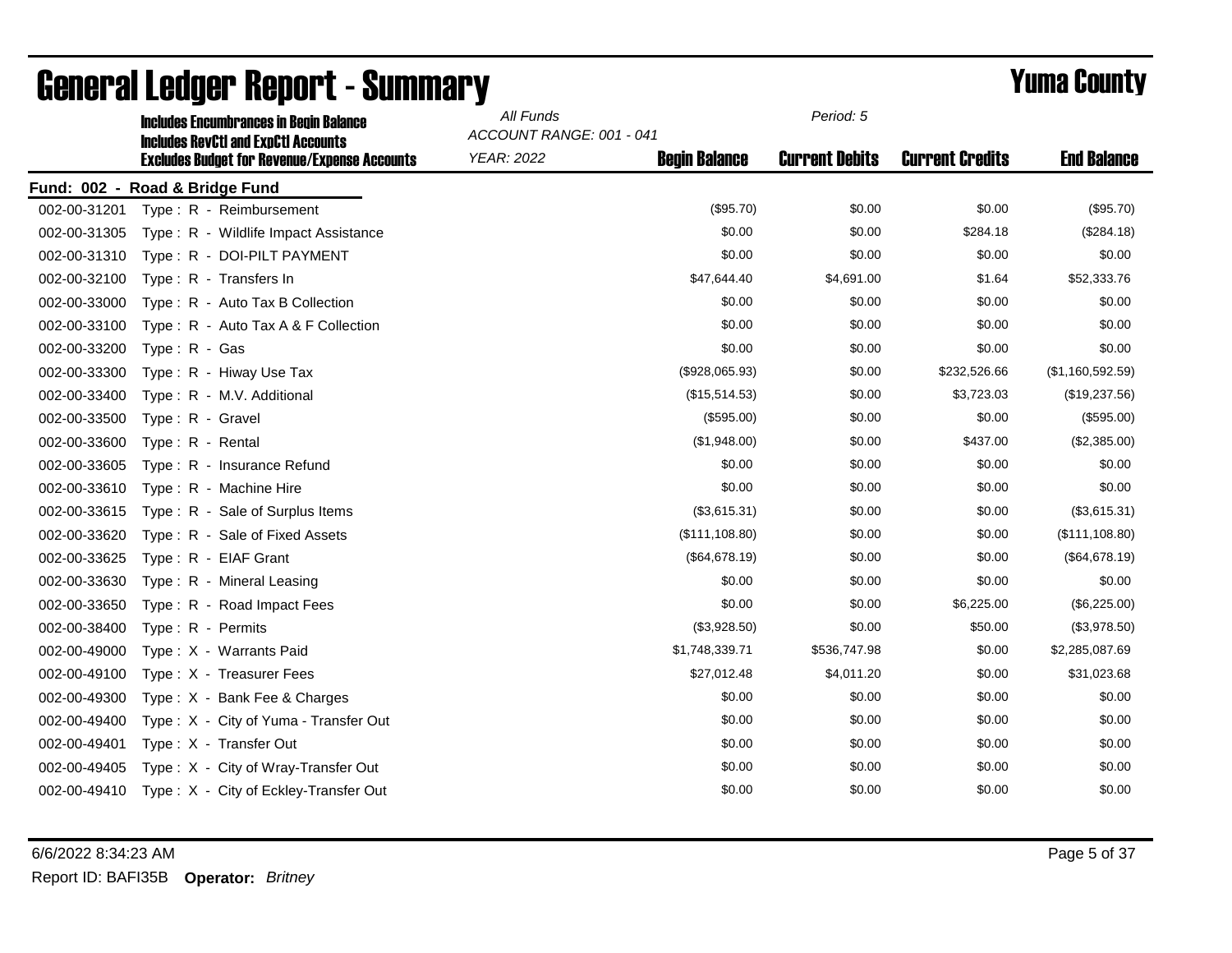# General Ledger Report - Summary

# Yuma County

**Includes Encumbrances in Begin Balance**
**Includes RevCtl and ExpCtl Accounts**
**Excludes Budget for Revenue/Expense Accounts**

*All Funds*
*ACCOUNT RANGE: 001 - 041*
*YEAR: 2022*

*Period: 5*

**Fund: 002 - Road & Bridge Fund**

| Account | Description | Begin Balance | Current Debits | Current Credits | End Balance |
|---|---|---|---|---|---|
| 002-00-31201 | Type : R - Reimbursement | ($95.70) | $0.00 | $0.00 | ($95.70) |
| 002-00-31305 | Type : R - Wildlife Impact Assistance | $0.00 | $0.00 | $284.18 | ($284.18) |
| 002-00-31310 | Type : R - DOI-PILT PAYMENT | $0.00 | $0.00 | $0.00 | $0.00 |
| 002-00-32100 | Type : R - Transfers In | $47,644.40 | $4,691.00 | $1.64 | $52,333.76 |
| 002-00-33000 | Type : R - Auto Tax B Collection | $0.00 | $0.00 | $0.00 | $0.00 |
| 002-00-33100 | Type : R - Auto Tax A & F Collection | $0.00 | $0.00 | $0.00 | $0.00 |
| 002-00-33200 | Type : R - Gas | $0.00 | $0.00 | $0.00 | $0.00 |
| 002-00-33300 | Type : R - Hiway Use Tax | ($928,065.93) | $0.00 | $232,526.66 | ($1,160,592.59) |
| 002-00-33400 | Type : R - M.V. Additional | ($15,514.53) | $0.00 | $3,723.03 | ($19,237.56) |
| 002-00-33500 | Type : R - Gravel | ($595.00) | $0.00 | $0.00 | ($595.00) |
| 002-00-33600 | Type : R - Rental | ($1,948.00) | $0.00 | $437.00 | ($2,385.00) |
| 002-00-33605 | Type : R - Insurance Refund | $0.00 | $0.00 | $0.00 | $0.00 |
| 002-00-33610 | Type : R - Machine Hire | $0.00 | $0.00 | $0.00 | $0.00 |
| 002-00-33615 | Type : R - Sale of Surplus Items | ($3,615.31) | $0.00 | $0.00 | ($3,615.31) |
| 002-00-33620 | Type : R - Sale of Fixed Assets | ($111,108.80) | $0.00 | $0.00 | ($111,108.80) |
| 002-00-33625 | Type : R - EIAF Grant | ($64,678.19) | $0.00 | $0.00 | ($64,678.19) |
| 002-00-33630 | Type : R - Mineral Leasing | $0.00 | $0.00 | $0.00 | $0.00 |
| 002-00-33650 | Type : R - Road Impact Fees | $0.00 | $0.00 | $6,225.00 | ($6,225.00) |
| 002-00-38400 | Type : R - Permits | ($3,928.50) | $0.00 | $50.00 | ($3,978.50) |
| 002-00-49000 | Type : X - Warrants Paid | $1,748,339.71 | $536,747.98 | $0.00 | $2,285,087.69 |
| 002-00-49100 | Type : X - Treasurer Fees | $27,012.48 | $4,011.20 | $0.00 | $31,023.68 |
| 002-00-49300 | Type : X - Bank Fee & Charges | $0.00 | $0.00 | $0.00 | $0.00 |
| 002-00-49400 | Type : X - City of Yuma - Transfer Out | $0.00 | $0.00 | $0.00 | $0.00 |
| 002-00-49401 | Type : X - Transfer Out | $0.00 | $0.00 | $0.00 | $0.00 |
| 002-00-49405 | Type : X - City of Wray-Transfer Out | $0.00 | $0.00 | $0.00 | $0.00 |
| 002-00-49410 | Type : X - City of Eckley-Transfer Out | $0.00 | $0.00 | $0.00 | $0.00 |

6/6/2022 8:34:23 AM

Report ID: BAFI35B **Operator:** *Britney*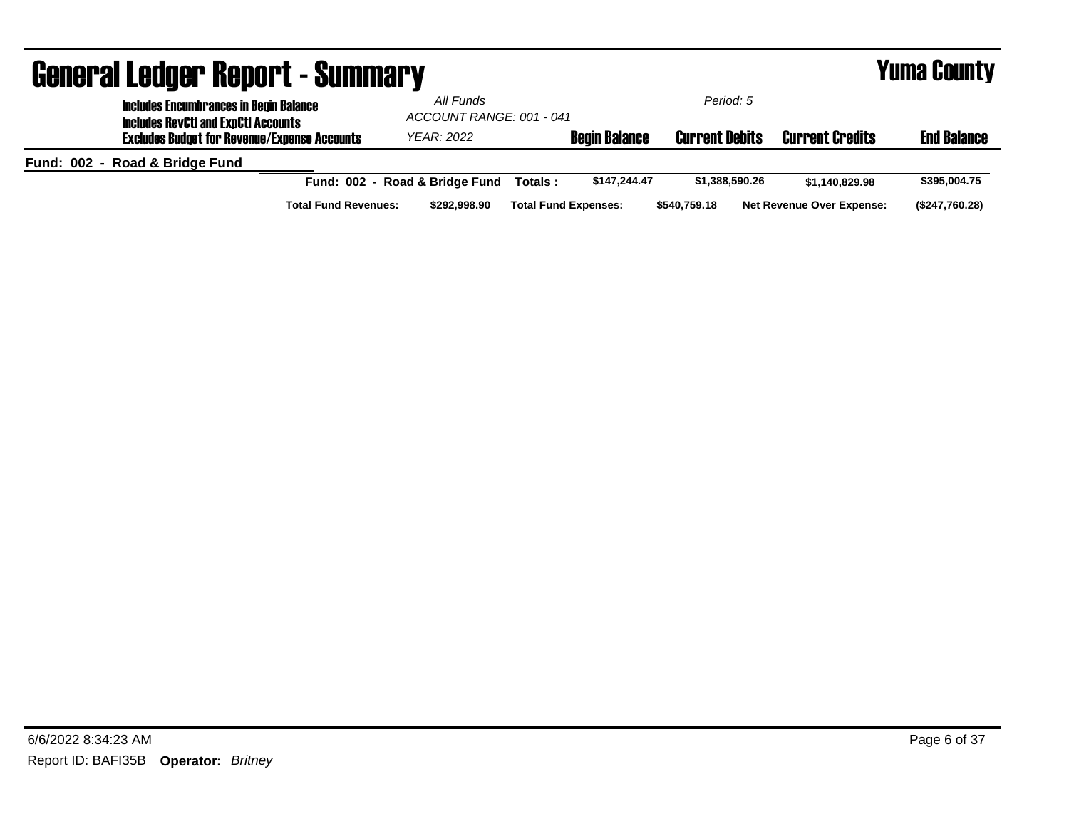# General Ledger Report - Summary

**Yuma County**

**Includes Encumbrances in Begin Balance**
**Includes RevCtl and ExpCtl Accounts**
**Excludes Budget for Revenue/Expense Accounts**

*All Funds*
*ACCOUNT RANGE: 001 - 041*
*YEAR: 2022*

*Period: 5*

| | | Begin Balance | Current Debits | Current Credits | End Balance |
|---|---|---|---|---|---|
| **Fund: 002 - Road & Bridge Fund** | | | | | |
| Fund: 002 - Road & Bridge Fund | Totals : | $147,244.47 | $1,388,590.26 | $1,140,829.98 | $395,004.75 |

| Total Fund Revenues: | $292,998.90 | Total Fund Expenses: | $540,759.18 | Net Revenue Over Expense: | ($247,760.28) |
|---|---|---|---|---|---|

6/6/2022 8:34:23 AM

Report ID: BAFI35B **Operator:** *Britney*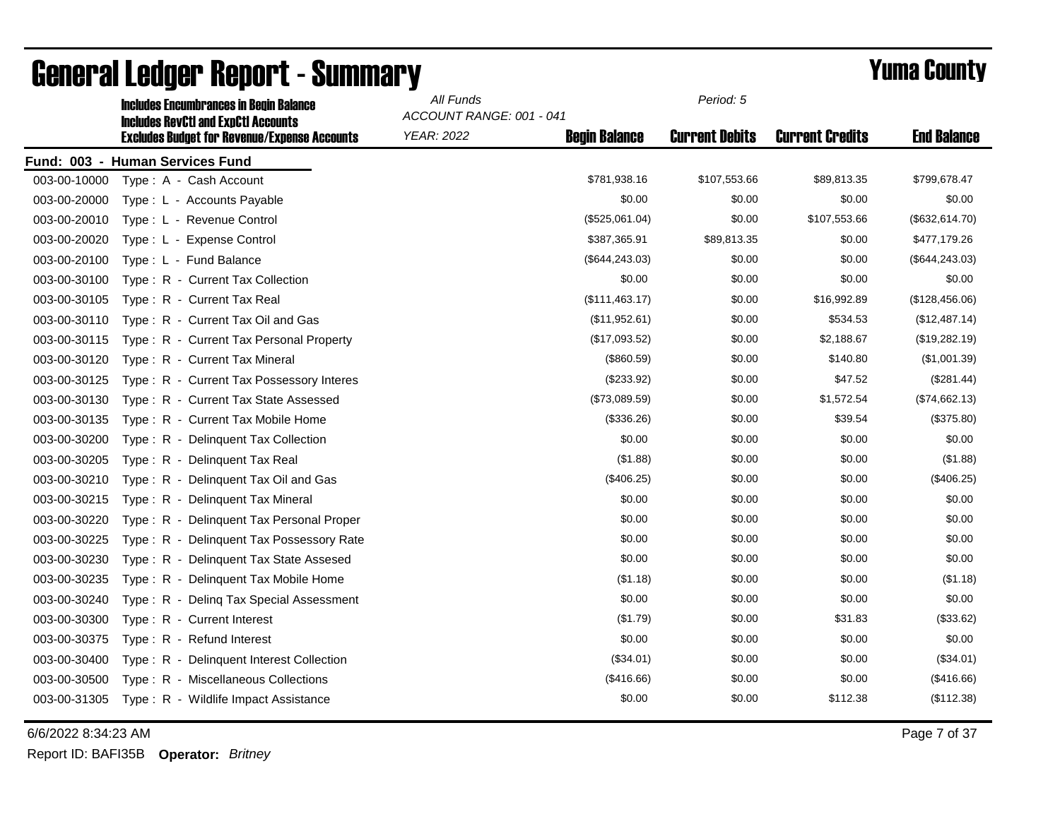# General Ledger Report - Summary

## Yuma County

**Includes Encumbrances in Begin Balance**
**Includes RevCtl and ExpCtl Accounts**
**Excludes Budget for Revenue/Expense Accounts**

*All Funds*
*ACCOUNT RANGE: 001 - 041*
*YEAR: 2022*
*Period: 5*

**Fund: 003 - Human Services Fund**

| Account | Description | Begin Balance | Current Debits | Current Credits | End Balance |
|---|---|---|---|---|---|
| 003-00-10000 | Type : A - Cash Account | $781,938.16 | $107,553.66 | $89,813.35 | $799,678.47 |
| 003-00-20000 | Type : L - Accounts Payable | $0.00 | $0.00 | $0.00 | $0.00 |
| 003-00-20010 | Type : L - Revenue Control | ($525,061.04) | $0.00 | $107,553.66 | ($632,614.70) |
| 003-00-20020 | Type : L - Expense Control | $387,365.91 | $89,813.35 | $0.00 | $477,179.26 |
| 003-00-20100 | Type : L - Fund Balance | ($644,243.03) | $0.00 | $0.00 | ($644,243.03) |
| 003-00-30100 | Type : R - Current Tax Collection | $0.00 | $0.00 | $0.00 | $0.00 |
| 003-00-30105 | Type : R - Current Tax Real | ($111,463.17) | $0.00 | $16,992.89 | ($128,456.06) |
| 003-00-30110 | Type : R - Current Tax Oil and Gas | ($11,952.61) | $0.00 | $534.53 | ($12,487.14) |
| 003-00-30115 | Type : R - Current Tax Personal Property | ($17,093.52) | $0.00 | $2,188.67 | ($19,282.19) |
| 003-00-30120 | Type : R - Current Tax Mineral | ($860.59) | $0.00 | $140.80 | ($1,001.39) |
| 003-00-30125 | Type : R - Current Tax Possessory Interes | ($233.92) | $0.00 | $47.52 | ($281.44) |
| 003-00-30130 | Type : R - Current Tax State Assessed | ($73,089.59) | $0.00 | $1,572.54 | ($74,662.13) |
| 003-00-30135 | Type : R - Current Tax Mobile Home | ($336.26) | $0.00 | $39.54 | ($375.80) |
| 003-00-30200 | Type : R - Delinquent Tax Collection | $0.00 | $0.00 | $0.00 | $0.00 |
| 003-00-30205 | Type : R - Delinquent Tax Real | ($1.88) | $0.00 | $0.00 | ($1.88) |
| 003-00-30210 | Type : R - Delinquent Tax Oil and Gas | ($406.25) | $0.00 | $0.00 | ($406.25) |
| 003-00-30215 | Type : R - Delinquent Tax Mineral | $0.00 | $0.00 | $0.00 | $0.00 |
| 003-00-30220 | Type : R - Delinquent Tax Personal Proper | $0.00 | $0.00 | $0.00 | $0.00 |
| 003-00-30225 | Type : R - Delinquent Tax Possessory Rate | $0.00 | $0.00 | $0.00 | $0.00 |
| 003-00-30230 | Type : R - Delinquent Tax State Assesed | $0.00 | $0.00 | $0.00 | $0.00 |
| 003-00-30235 | Type : R - Delinquent Tax Mobile Home | ($1.18) | $0.00 | $0.00 | ($1.18) |
| 003-00-30240 | Type : R - Delinq Tax Special Assessment | $0.00 | $0.00 | $0.00 | $0.00 |
| 003-00-30300 | Type : R - Current Interest | ($1.79) | $0.00 | $31.83 | ($33.62) |
| 003-00-30375 | Type : R - Refund Interest | $0.00 | $0.00 | $0.00 | $0.00 |
| 003-00-30400 | Type : R - Delinquent Interest Collection | ($34.01) | $0.00 | $0.00 | ($34.01) |
| 003-00-30500 | Type : R - Miscellaneous Collections | ($416.66) | $0.00 | $0.00 | ($416.66) |
| 003-00-31305 | Type : R - Wildlife Impact Assistance | $0.00 | $0.00 | $112.38 | ($112.38) |

6/6/2022 8:34:23 AM

Report ID: BAFI35B **Operator:** *Britney*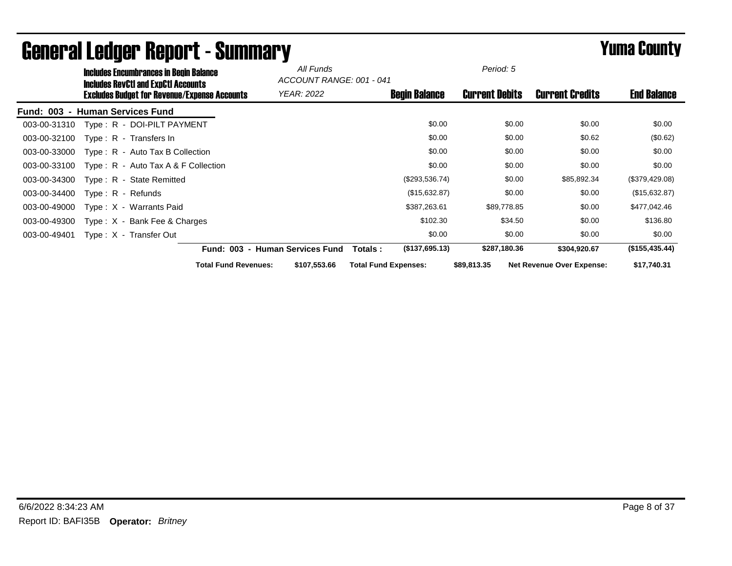# General Ledger Report - Summary

# Yuma County

**Includes Encumbrances in Begin Balance**
**Includes RevCtl and ExpCtl Accounts**
**Excludes Budget for Revenue/Expense Accounts**

*All Funds*
*ACCOUNT RANGE: 001 - 041*
*YEAR: 2022*
*Period: 5*

| | | Begin Balance | Current Debits | Current Credits | End Balance |
|---|---|---|---|---|---|
| **Fund: 003 - Human Services Fund** | | | | | |
| 003-00-31310 | Type : R - DOI-PILT PAYMENT | $0.00 | $0.00 | $0.00 | $0.00 |
| 003-00-32100 | Type : R - Transfers In | $0.00 | $0.00 | $0.62 | ($0.62) |
| 003-00-33000 | Type : R - Auto Tax B Collection | $0.00 | $0.00 | $0.00 | $0.00 |
| 003-00-33100 | Type : R - Auto Tax A & F Collection | $0.00 | $0.00 | $0.00 | $0.00 |
| 003-00-34300 | Type : R - State Remitted | ($293,536.74) | $0.00 | $85,892.34 | ($379,429.08) |
| 003-00-34400 | Type : R - Refunds | ($15,632.87) | $0.00 | $0.00 | ($15,632.87) |
| 003-00-49000 | Type : X - Warrants Paid | $387,263.61 | $89,778.85 | $0.00 | $477,042.46 |
| 003-00-49300 | Type : X - Bank Fee & Charges | $102.30 | $34.50 | $0.00 | $136.80 |
| 003-00-49401 | Type : X - Transfer Out | $0.00 | $0.00 | $0.00 | $0.00 |
| | **Fund: 003 - Human Services Fund Totals :** | **($137,695.13)** | **$287,180.36** | **$304,920.67** | **($155,435.44)** |

**Total Fund Revenues:** $107,553.66 **Total Fund Expenses:** $89,813.35 **Net Revenue Over Expense:** $17,740.31

6/6/2022 8:34:23 AM

Report ID: BAFI35B **Operator:** *Britney*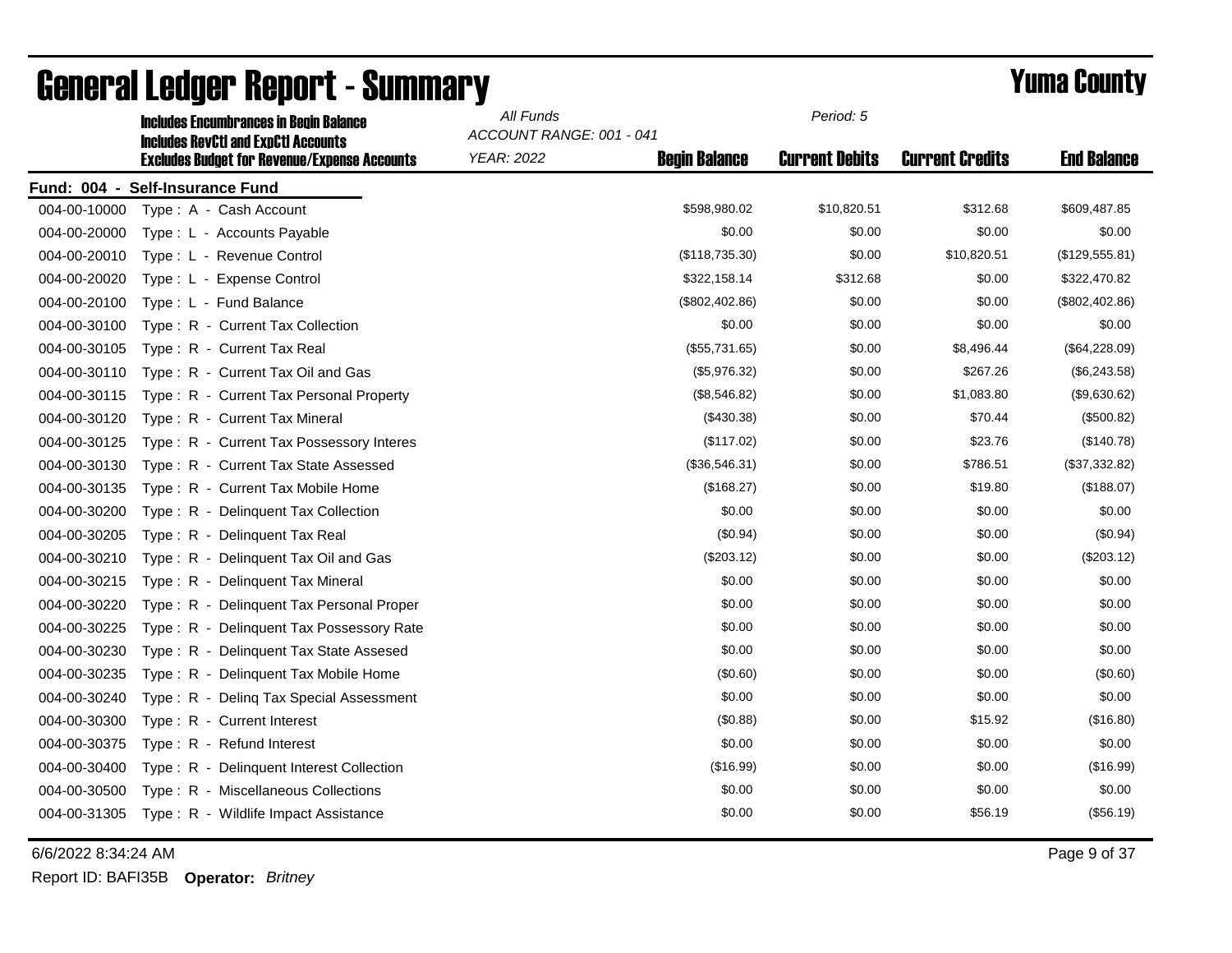# General Ledger Report - Summary

## Yuma County

**Includes Encumbrances in Begin Balance**
**Includes RevCtl and ExpCtl Accounts**
**Excludes Budget for Revenue/Expense Accounts**

*All Funds*
*ACCOUNT RANGE: 001 - 041*
*YEAR: 2022*
*Period: 5*

**Fund: 004 - Self-Insurance Fund**

| Account | Description | Begin Balance | Current Debits | Current Credits | End Balance |
|---|---|---|---|---|---|
| 004-00-10000 | Type : A - Cash Account | $598,980.02 | $10,820.51 | $312.68 | $609,487.85 |
| 004-00-20000 | Type : L - Accounts Payable | $0.00 | $0.00 | $0.00 | $0.00 |
| 004-00-20010 | Type : L - Revenue Control | ($118,735.30) | $0.00 | $10,820.51 | ($129,555.81) |
| 004-00-20020 | Type : L - Expense Control | $322,158.14 | $312.68 | $0.00 | $322,470.82 |
| 004-00-20100 | Type : L - Fund Balance | ($802,402.86) | $0.00 | $0.00 | ($802,402.86) |
| 004-00-30100 | Type : R - Current Tax Collection | $0.00 | $0.00 | $0.00 | $0.00 |
| 004-00-30105 | Type : R - Current Tax Real | ($55,731.65) | $0.00 | $8,496.44 | ($64,228.09) |
| 004-00-30110 | Type : R - Current Tax Oil and Gas | ($5,976.32) | $0.00 | $267.26 | ($6,243.58) |
| 004-00-30115 | Type : R - Current Tax Personal Property | ($8,546.82) | $0.00 | $1,083.80 | ($9,630.62) |
| 004-00-30120 | Type : R - Current Tax Mineral | ($430.38) | $0.00 | $70.44 | ($500.82) |
| 004-00-30125 | Type : R - Current Tax Possessory Interes | ($117.02) | $0.00 | $23.76 | ($140.78) |
| 004-00-30130 | Type : R - Current Tax State Assessed | ($36,546.31) | $0.00 | $786.51 | ($37,332.82) |
| 004-00-30135 | Type : R - Current Tax Mobile Home | ($168.27) | $0.00 | $19.80 | ($188.07) |
| 004-00-30200 | Type : R - Delinquent Tax Collection | $0.00 | $0.00 | $0.00 | $0.00 |
| 004-00-30205 | Type : R - Delinquent Tax Real | ($0.94) | $0.00 | $0.00 | ($0.94) |
| 004-00-30210 | Type : R - Delinquent Tax Oil and Gas | ($203.12) | $0.00 | $0.00 | ($203.12) |
| 004-00-30215 | Type : R - Delinquent Tax Mineral | $0.00 | $0.00 | $0.00 | $0.00 |
| 004-00-30220 | Type : R - Delinquent Tax Personal Proper | $0.00 | $0.00 | $0.00 | $0.00 |
| 004-00-30225 | Type : R - Delinquent Tax Possessory Rate | $0.00 | $0.00 | $0.00 | $0.00 |
| 004-00-30230 | Type : R - Delinquent Tax State Assesed | $0.00 | $0.00 | $0.00 | $0.00 |
| 004-00-30235 | Type : R - Delinquent Tax Mobile Home | ($0.60) | $0.00 | $0.00 | ($0.60) |
| 004-00-30240 | Type : R - Delinq Tax Special Assessment | $0.00 | $0.00 | $0.00 | $0.00 |
| 004-00-30300 | Type : R - Current Interest | ($0.88) | $0.00 | $15.92 | ($16.80) |
| 004-00-30375 | Type : R - Refund Interest | $0.00 | $0.00 | $0.00 | $0.00 |
| 004-00-30400 | Type : R - Delinquent Interest Collection | ($16.99) | $0.00 | $0.00 | ($16.99) |
| 004-00-30500 | Type : R - Miscellaneous Collections | $0.00 | $0.00 | $0.00 | $0.00 |
| 004-00-31305 | Type : R - Wildlife Impact Assistance | $0.00 | $0.00 | $56.19 | ($56.19) |

6/6/2022 8:34:24 AM

Report ID: BAFI35B **Operator:** *Britney*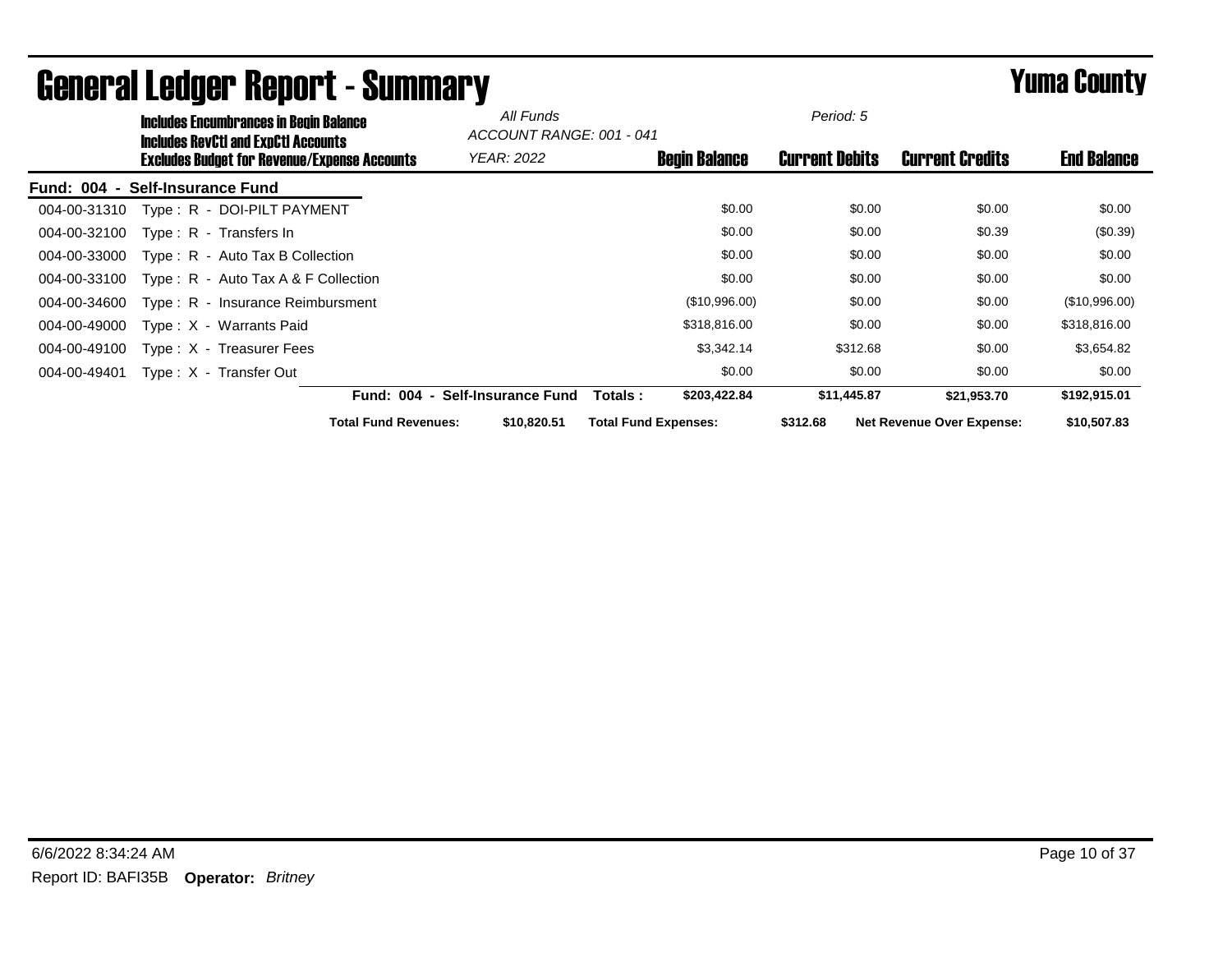# General Ledger Report - Summary

## Yuma County

**Includes Encumbrances in Begin Balance**
**Includes RevCtl and ExpCtl Accounts**
**Excludes Budget for Revenue/Expense Accounts**

*All Funds*
*ACCOUNT RANGE: 001 - 041*
*YEAR: 2022*
*Period: 5*

**Fund: 004 - Self-Insurance Fund**

| Account | Description | Begin Balance | Current Debits | Current Credits | End Balance |
|---|---|---|---|---|---|
| 004-00-31310 | Type : R - DOI-PILT PAYMENT | $0.00 | $0.00 | $0.00 | $0.00 |
| 004-00-32100 | Type : R - Transfers In | $0.00 | $0.00 | $0.39 | ($0.39) |
| 004-00-33000 | Type : R - Auto Tax B Collection | $0.00 | $0.00 | $0.00 | $0.00 |
| 004-00-33100 | Type : R - Auto Tax A & F Collection | $0.00 | $0.00 | $0.00 | $0.00 |
| 004-00-34600 | Type : R - Insurance Reimbursment | ($10,996.00) | $0.00 | $0.00 | ($10,996.00) |
| 004-00-49000 | Type : X - Warrants Paid | $318,816.00 | $0.00 | $0.00 | $318,816.00 |
| 004-00-49100 | Type : X - Treasurer Fees | $3,342.14 | $312.68 | $0.00 | $3,654.82 |
| 004-00-49401 | Type : X - Transfer Out | $0.00 | $0.00 | $0.00 | $0.00 |
| | **Fund: 004 - Self-Insurance Fund Totals :** | **$203,422.84** | **$11,445.87** | **$21,953.70** | **$192,915.01** |

**Total Fund Revenues:** $10,820.51 **Total Fund Expenses:** $312.68 **Net Revenue Over Expense:** $10,507.83

6/6/2022 8:34:24 AM

Report ID: BAFI35B **Operator:** *Britney*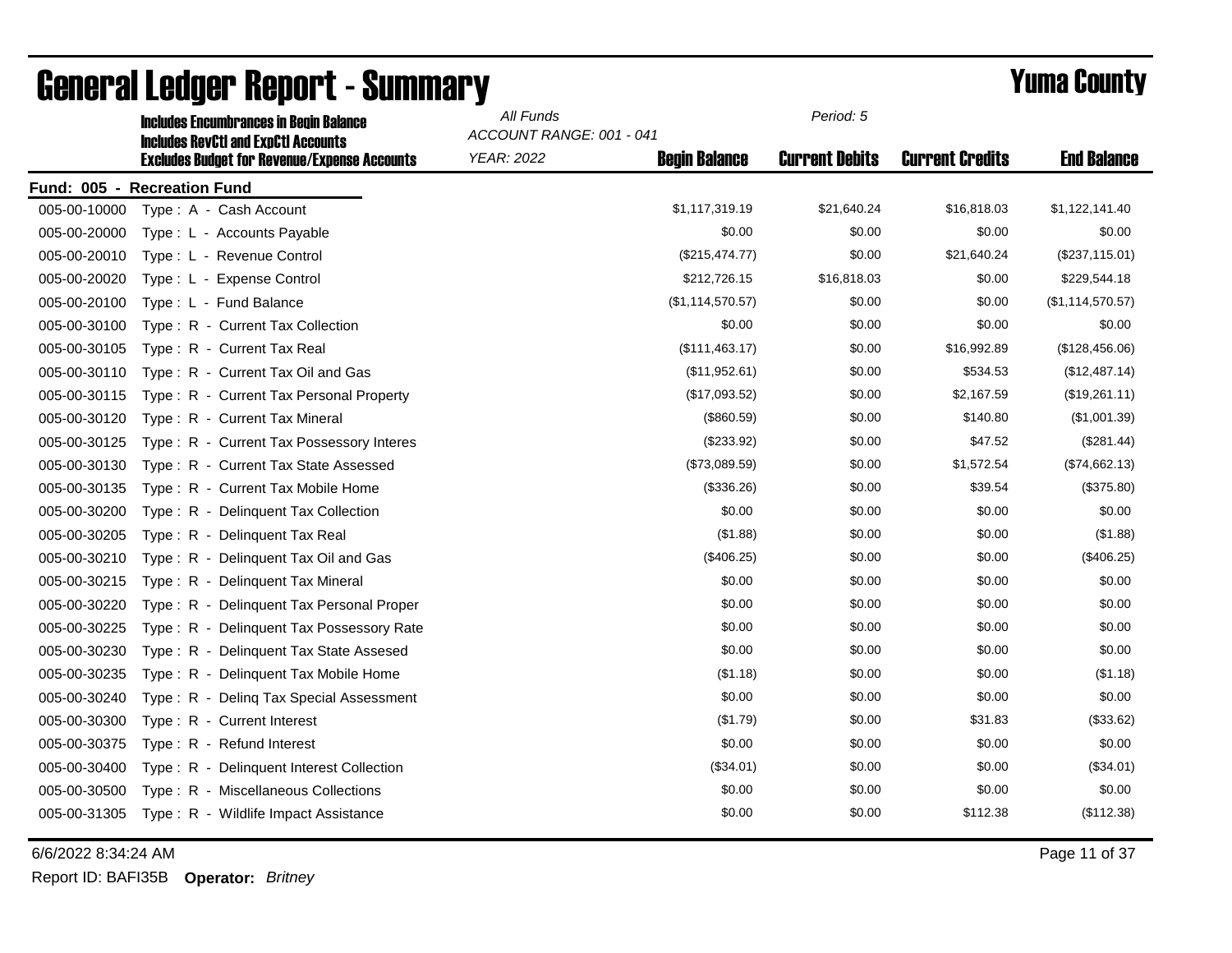# General Ledger Report - Summary

# Yuma County

**Includes Encumbrances in Begin Balance**
**Includes RevCtl and ExpCtl Accounts**
**Excludes Budget for Revenue/Expense Accounts**

*All Funds*
*ACCOUNT RANGE: 001 - 041*
*YEAR: 2022*
*Period: 5*

| | | Begin Balance | Current Debits | Current Credits | End Balance |
|---|---|---|---|---|---|
| **Fund: 005 - Recreation Fund** | | | | | |
| 005-00-10000 | Type : A - Cash Account | $1,117,319.19 | $21,640.24 | $16,818.03 | $1,122,141.40 |
| 005-00-20000 | Type : L - Accounts Payable | $0.00 | $0.00 | $0.00 | $0.00 |
| 005-00-20010 | Type : L - Revenue Control | ($215,474.77) | $0.00 | $21,640.24 | ($237,115.01) |
| 005-00-20020 | Type : L - Expense Control | $212,726.15 | $16,818.03 | $0.00 | $229,544.18 |
| 005-00-20100 | Type : L - Fund Balance | ($1,114,570.57) | $0.00 | $0.00 | ($1,114,570.57) |
| 005-00-30100 | Type : R - Current Tax Collection | $0.00 | $0.00 | $0.00 | $0.00 |
| 005-00-30105 | Type : R - Current Tax Real | ($111,463.17) | $0.00 | $16,992.89 | ($128,456.06) |
| 005-00-30110 | Type : R - Current Tax Oil and Gas | ($11,952.61) | $0.00 | $534.53 | ($12,487.14) |
| 005-00-30115 | Type : R - Current Tax Personal Property | ($17,093.52) | $0.00 | $2,167.59 | ($19,261.11) |
| 005-00-30120 | Type : R - Current Tax Mineral | ($860.59) | $0.00 | $140.80 | ($1,001.39) |
| 005-00-30125 | Type : R - Current Tax Possessory Interes | ($233.92) | $0.00 | $47.52 | ($281.44) |
| 005-00-30130 | Type : R - Current Tax State Assessed | ($73,089.59) | $0.00 | $1,572.54 | ($74,662.13) |
| 005-00-30135 | Type : R - Current Tax Mobile Home | ($336.26) | $0.00 | $39.54 | ($375.80) |
| 005-00-30200 | Type : R - Delinquent Tax Collection | $0.00 | $0.00 | $0.00 | $0.00 |
| 005-00-30205 | Type : R - Delinquent Tax Real | ($1.88) | $0.00 | $0.00 | ($1.88) |
| 005-00-30210 | Type : R - Delinquent Tax Oil and Gas | ($406.25) | $0.00 | $0.00 | ($406.25) |
| 005-00-30215 | Type : R - Delinquent Tax Mineral | $0.00 | $0.00 | $0.00 | $0.00 |
| 005-00-30220 | Type : R - Delinquent Tax Personal Proper | $0.00 | $0.00 | $0.00 | $0.00 |
| 005-00-30225 | Type : R - Delinquent Tax Possessory Rate | $0.00 | $0.00 | $0.00 | $0.00 |
| 005-00-30230 | Type : R - Delinquent Tax State Assesed | $0.00 | $0.00 | $0.00 | $0.00 |
| 005-00-30235 | Type : R - Delinquent Tax Mobile Home | ($1.18) | $0.00 | $0.00 | ($1.18) |
| 005-00-30240 | Type : R - Delinq Tax Special Assessment | $0.00 | $0.00 | $0.00 | $0.00 |
| 005-00-30300 | Type : R - Current Interest | ($1.79) | $0.00 | $31.83 | ($33.62) |
| 005-00-30375 | Type : R - Refund Interest | $0.00 | $0.00 | $0.00 | $0.00 |
| 005-00-30400 | Type : R - Delinquent Interest Collection | ($34.01) | $0.00 | $0.00 | ($34.01) |
| 005-00-30500 | Type : R - Miscellaneous Collections | $0.00 | $0.00 | $0.00 | $0.00 |
| 005-00-31305 | Type : R - Wildlife Impact Assistance | $0.00 | $0.00 | $112.38 | ($112.38) |

6/6/2022 8:34:24 AM

Report ID: BAFI35B **Operator:** *Britney*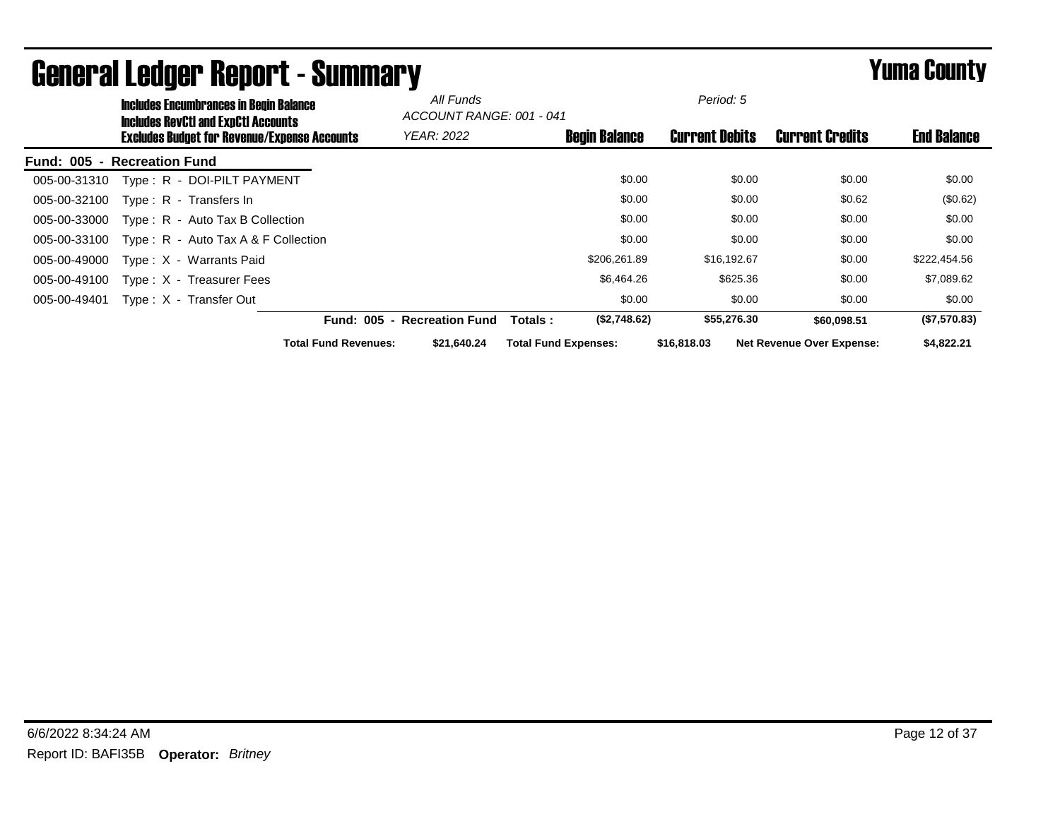# General Ledger Report - Summary

# Yuma County

**Includes Encumbrances in Begin Balance**
**Includes RevCtl and ExpCtl Accounts**
**Excludes Budget for Revenue/Expense Accounts**

*All Funds*
*ACCOUNT RANGE: 001 - 041*
*YEAR: 2022*

*Period: 5*

| Account | Description | Begin Balance | Current Debits | Current Credits | End Balance |
|---|---|---|---|---|---|
| **Fund: 005 - Recreation Fund** | | | | | |
| 005-00-31310 | Type : R - DOI-PILT PAYMENT | $0.00 | $0.00 | $0.00 | $0.00 |
| 005-00-32100 | Type : R - Transfers In | $0.00 | $0.00 | $0.62 | ($0.62) |
| 005-00-33000 | Type : R - Auto Tax B Collection | $0.00 | $0.00 | $0.00 | $0.00 |
| 005-00-33100 | Type : R - Auto Tax A & F Collection | $0.00 | $0.00 | $0.00 | $0.00 |
| 005-00-49000 | Type : X - Warrants Paid | $206,261.89 | $16,192.67 | $0.00 | $222,454.56 |
| 005-00-49100 | Type : X - Treasurer Fees | $6,464.26 | $625.36 | $0.00 | $7,089.62 |
| 005-00-49401 | Type : X - Transfer Out | $0.00 | $0.00 | $0.00 | $0.00 |
| | **Fund: 005 - Recreation Fund Totals :** | **($2,748.62)** | **$55,276.30** | **$60,098.51** | **($7,570.83)** |

**Total Fund Revenues:** $21,640.24 **Total Fund Expenses:** $16,818.03 **Net Revenue Over Expense:** $4,822.21

6/6/2022 8:34:24 AM

Report ID: BAFI35B **Operator:** *Britney*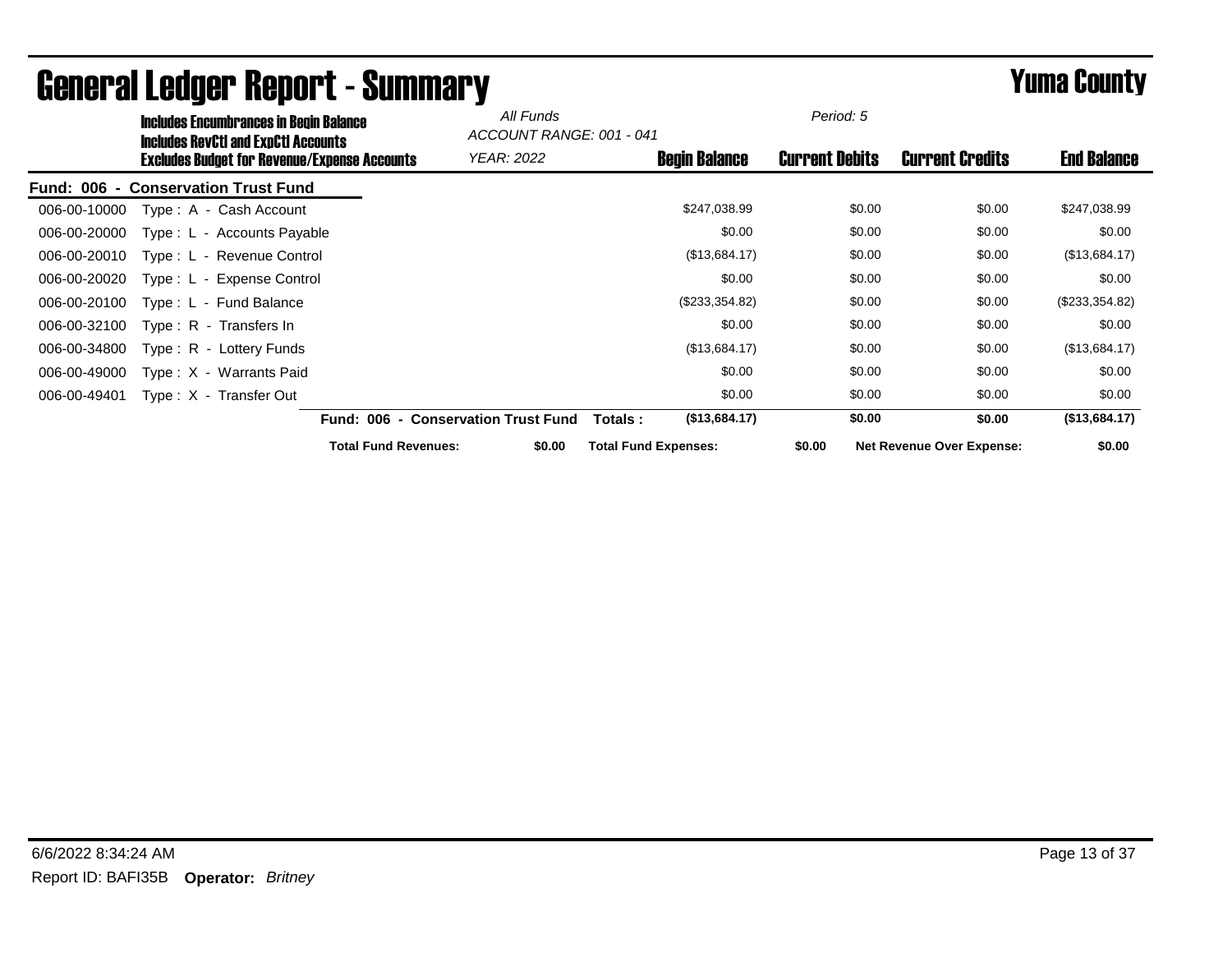# General Ledger Report - Summary

# Yuma County

**Includes Encumbrances in Begin Balance**
**Includes RevCtl and ExpCtl Accounts**
**Excludes Budget for Revenue/Expense Accounts**

*All Funds*
*ACCOUNT RANGE: 001 - 041*
*YEAR: 2022*

*Period: 5*

**Fund: 006 - Conservation Trust Fund**

| Account | Description | Begin Balance | Current Debits | Current Credits | End Balance |
|---|---|---|---|---|---|
| 006-00-10000 | Type : A - Cash Account | $247,038.99 | $0.00 | $0.00 | $247,038.99 |
| 006-00-20000 | Type : L - Accounts Payable | $0.00 | $0.00 | $0.00 | $0.00 |
| 006-00-20010 | Type : L - Revenue Control | ($13,684.17) | $0.00 | $0.00 | ($13,684.17) |
| 006-00-20020 | Type : L - Expense Control | $0.00 | $0.00 | $0.00 | $0.00 |
| 006-00-20100 | Type : L - Fund Balance | ($233,354.82) | $0.00 | $0.00 | ($233,354.82) |
| 006-00-32100 | Type : R - Transfers In | $0.00 | $0.00 | $0.00 | $0.00 |
| 006-00-34800 | Type : R - Lottery Funds | ($13,684.17) | $0.00 | $0.00 | ($13,684.17) |
| 006-00-49000 | Type : X - Warrants Paid | $0.00 | $0.00 | $0.00 | $0.00 |
| 006-00-49401 | Type : X - Transfer Out | $0.00 | $0.00 | $0.00 | $0.00 |
| | **Fund: 006 - Conservation Trust Fund Totals :** | **($13,684.17)** | **$0.00** | **$0.00** | **($13,684.17)** |

**Total Fund Revenues:** $0.00 **Total Fund Expenses:** $0.00 **Net Revenue Over Expense:** $0.00

6/6/2022 8:34:24 AM

Report ID: BAFI35B **Operator:** *Britney*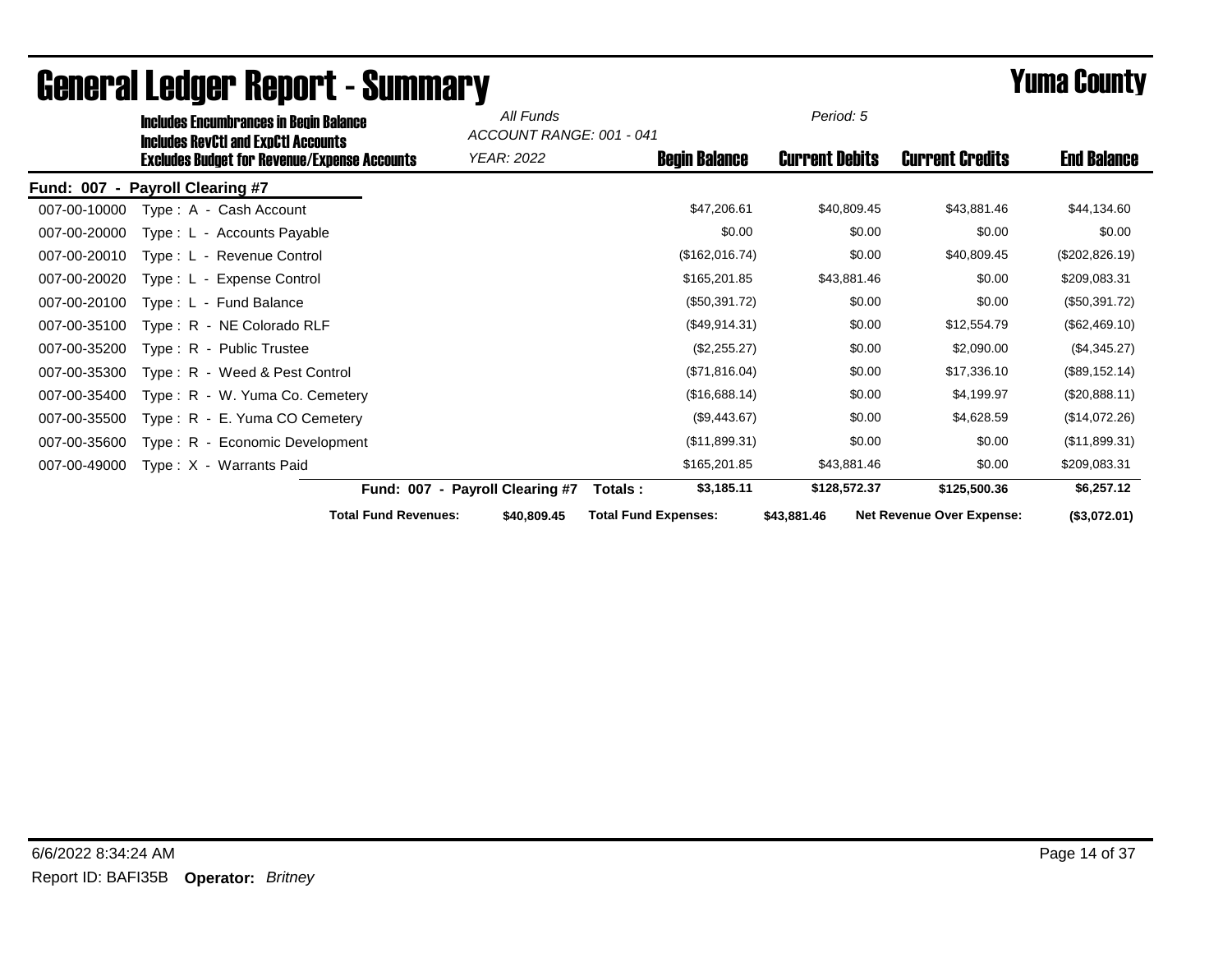# General Ledger Report - Summary

# Yuma County

**Includes Encumbrances in Begin Balance**
**Includes RevCtl and ExpCtl Accounts**
**Excludes Budget for Revenue/Expense Accounts**

*All Funds*
*ACCOUNT RANGE: 001 - 041*
*YEAR: 2022*

*Period: 5*

**Fund: 007 - Payroll Clearing #7**

| Account | Description | Begin Balance | Current Debits | Current Credits | End Balance |
|---|---|---|---|---|---|
| 007-00-10000 | Type : A - Cash Account | $47,206.61 | $40,809.45 | $43,881.46 | $44,134.60 |
| 007-00-20000 | Type : L - Accounts Payable | $0.00 | $0.00 | $0.00 | $0.00 |
| 007-00-20010 | Type : L - Revenue Control | ($162,016.74) | $0.00 | $40,809.45 | ($202,826.19) |
| 007-00-20020 | Type : L - Expense Control | $165,201.85 | $43,881.46 | $0.00 | $209,083.31 |
| 007-00-20100 | Type : L - Fund Balance | ($50,391.72) | $0.00 | $0.00 | ($50,391.72) |
| 007-00-35100 | Type : R - NE Colorado RLF | ($49,914.31) | $0.00 | $12,554.79 | ($62,469.10) |
| 007-00-35200 | Type : R - Public Trustee | ($2,255.27) | $0.00 | $2,090.00 | ($4,345.27) |
| 007-00-35300 | Type : R - Weed & Pest Control | ($71,816.04) | $0.00 | $17,336.10 | ($89,152.14) |
| 007-00-35400 | Type : R - W. Yuma Co. Cemetery | ($16,688.14) | $0.00 | $4,199.97 | ($20,888.11) |
| 007-00-35500 | Type : R - E. Yuma CO Cemetery | ($9,443.67) | $0.00 | $4,628.59 | ($14,072.26) |
| 007-00-35600 | Type : R - Economic Development | ($11,899.31) | $0.00 | $0.00 | ($11,899.31) |
| 007-00-49000 | Type : X - Warrants Paid | $165,201.85 | $43,881.46 | $0.00 | $209,083.31 |
| | **Fund: 007 - Payroll Clearing #7 Totals :** | **$3,185.11** | **$128,572.37** | **$125,500.36** | **$6,257.12** |

**Total Fund Revenues:** **$40,809.45** **Total Fund Expenses:** **$43,881.46** **Net Revenue Over Expense:** **($3,072.01)**

6/6/2022 8:34:24 AM

Report ID: BAFI35B **Operator:** *Britney*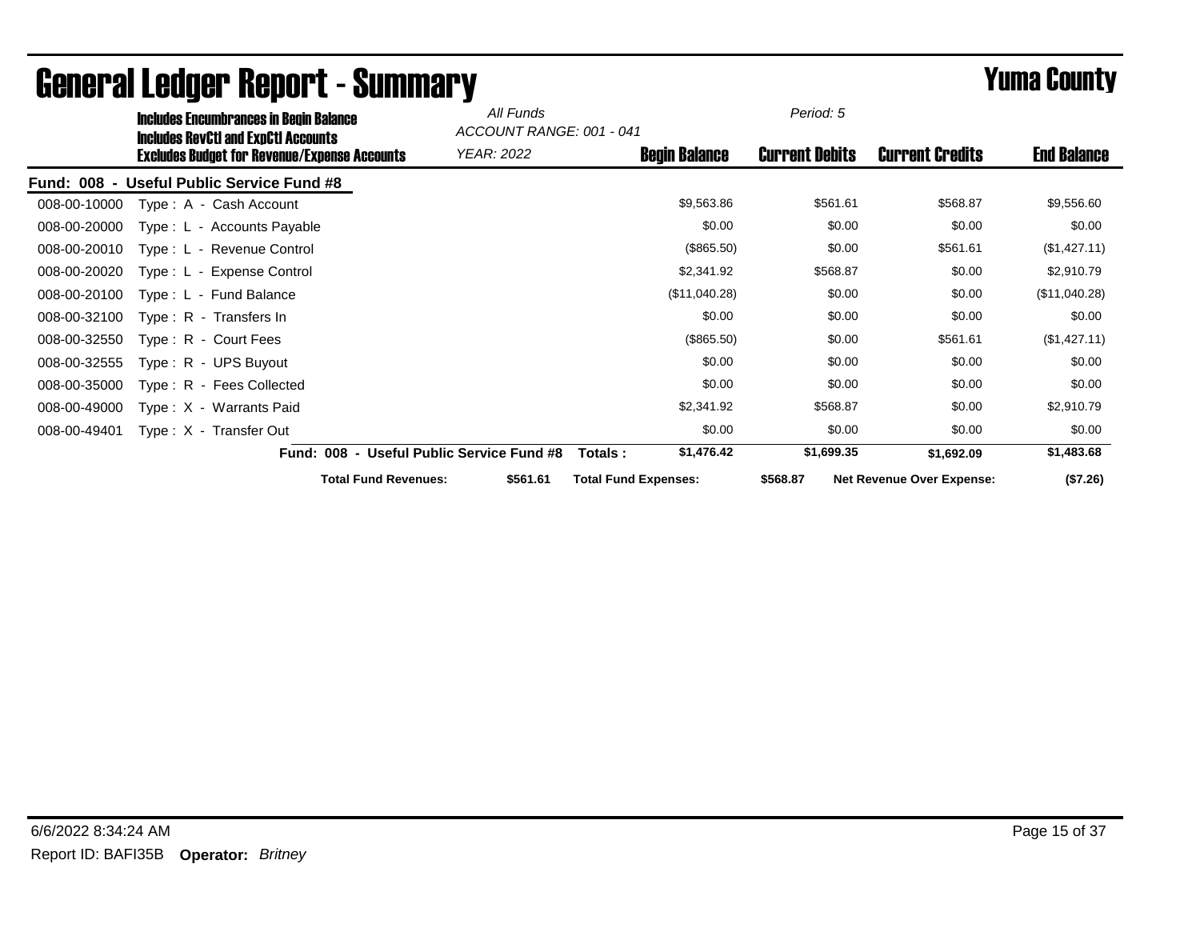# General Ledger Report - Summary

## Yuma County

**Includes Encumbrances in Begin Balance**
**Includes RevCtl and ExpCtl Accounts**
**Excludes Budget for Revenue/Expense Accounts**

*All Funds*
*ACCOUNT RANGE: 001 - 041*
*YEAR: 2022*
*Period: 5*

| Account | Description | Begin Balance | Current Debits | Current Credits | End Balance |
|---|---|---|---|---|---|
| **Fund: 008 - Useful Public Service Fund #8** | | | | | |
| 008-00-10000 | Type : A - Cash Account | $9,563.86 | $561.61 | $568.87 | $9,556.60 |
| 008-00-20000 | Type : L - Accounts Payable | $0.00 | $0.00 | $0.00 | $0.00 |
| 008-00-20010 | Type : L - Revenue Control | ($865.50) | $0.00 | $561.61 | ($1,427.11) |
| 008-00-20020 | Type : L - Expense Control | $2,341.92 | $568.87 | $0.00 | $2,910.79 |
| 008-00-20100 | Type : L - Fund Balance | ($11,040.28) | $0.00 | $0.00 | ($11,040.28) |
| 008-00-32100 | Type : R - Transfers In | $0.00 | $0.00 | $0.00 | $0.00 |
| 008-00-32550 | Type : R - Court Fees | ($865.50) | $0.00 | $561.61 | ($1,427.11) |
| 008-00-32555 | Type : R - UPS Buyout | $0.00 | $0.00 | $0.00 | $0.00 |
| 008-00-35000 | Type : R - Fees Collected | $0.00 | $0.00 | $0.00 | $0.00 |
| 008-00-49000 | Type : X - Warrants Paid | $2,341.92 | $568.87 | $0.00 | $2,910.79 |
| 008-00-49401 | Type : X - Transfer Out | $0.00 | $0.00 | $0.00 | $0.00 |
| | **Fund: 008 - Useful Public Service Fund #8 Totals :** | **$1,476.42** | **$1,699.35** | **$1,692.09** | **$1,483.68** |

**Total Fund Revenues:** $561.61 **Total Fund Expenses:** $568.87 **Net Revenue Over Expense:** ($7.26)

6/6/2022 8:34:24 AM

Report ID: BAFI35B **Operator:** *Britney*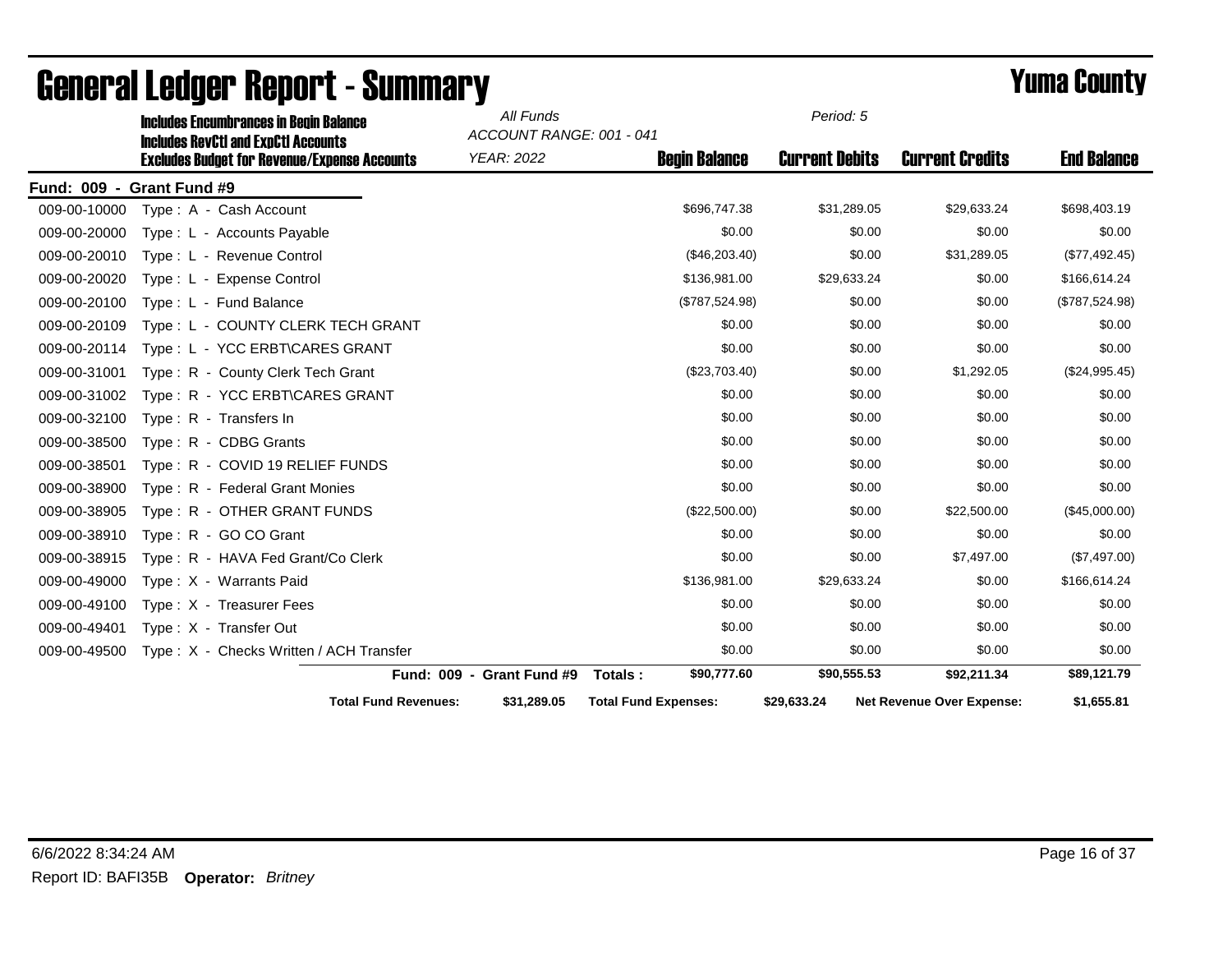# General Ledger Report - Summary

## Yuma County

**Includes Encumbrances in Begin Balance**
**Includes RevCtl and ExpCtl Accounts**
**Excludes Budget for Revenue/Expense Accounts**

*All Funds*
*ACCOUNT RANGE: 001 - 041*
*YEAR: 2022*
*Period: 5*

| Account | Description | Begin Balance | Current Debits | Current Credits | End Balance |
|---|---|---|---|---|---|
| **Fund: 009 - Grant Fund #9** | | | | | |
| 009-00-10000 | Type : A - Cash Account | $696,747.38 | $31,289.05 | $29,633.24 | $698,403.19 |
| 009-00-20000 | Type : L - Accounts Payable | $0.00 | $0.00 | $0.00 | $0.00 |
| 009-00-20010 | Type : L - Revenue Control | ($46,203.40) | $0.00 | $31,289.05 | ($77,492.45) |
| 009-00-20020 | Type : L - Expense Control | $136,981.00 | $29,633.24 | $0.00 | $166,614.24 |
| 009-00-20100 | Type : L - Fund Balance | ($787,524.98) | $0.00 | $0.00 | ($787,524.98) |
| 009-00-20109 | Type : L - COUNTY CLERK TECH GRANT | $0.00 | $0.00 | $0.00 | $0.00 |
| 009-00-20114 | Type : L - YCC ERBT\CARES GRANT | $0.00 | $0.00 | $0.00 | $0.00 |
| 009-00-31001 | Type : R - County Clerk Tech Grant | ($23,703.40) | $0.00 | $1,292.05 | ($24,995.45) |
| 009-00-31002 | Type : R - YCC ERBT\CARES GRANT | $0.00 | $0.00 | $0.00 | $0.00 |
| 009-00-32100 | Type : R - Transfers In | $0.00 | $0.00 | $0.00 | $0.00 |
| 009-00-38500 | Type : R - CDBG Grants | $0.00 | $0.00 | $0.00 | $0.00 |
| 009-00-38501 | Type : R - COVID 19 RELIEF FUNDS | $0.00 | $0.00 | $0.00 | $0.00 |
| 009-00-38900 | Type : R - Federal Grant Monies | $0.00 | $0.00 | $0.00 | $0.00 |
| 009-00-38905 | Type : R - OTHER GRANT FUNDS | ($22,500.00) | $0.00 | $22,500.00 | ($45,000.00) |
| 009-00-38910 | Type : R - GO CO Grant | $0.00 | $0.00 | $0.00 | $0.00 |
| 009-00-38915 | Type : R - HAVA Fed Grant/Co Clerk | $0.00 | $0.00 | $7,497.00 | ($7,497.00) |
| 009-00-49000 | Type : X - Warrants Paid | $136,981.00 | $29,633.24 | $0.00 | $166,614.24 |
| 009-00-49100 | Type : X - Treasurer Fees | $0.00 | $0.00 | $0.00 | $0.00 |
| 009-00-49401 | Type : X - Transfer Out | $0.00 | $0.00 | $0.00 | $0.00 |
| 009-00-49500 | Type : X - Checks Written / ACH Transfer | $0.00 | $0.00 | $0.00 | $0.00 |
| | **Fund: 009 - Grant Fund #9 Totals :** | **$90,777.60** | **$90,555.53** | **$92,211.34** | **$89,121.79** |

**Total Fund Revenues:** $31,289.05 **Total Fund Expenses:** $29,633.24 **Net Revenue Over Expense:** $1,655.81

6/6/2022 8:34:24 AM

Report ID: BAFI35B **Operator:** *Britney*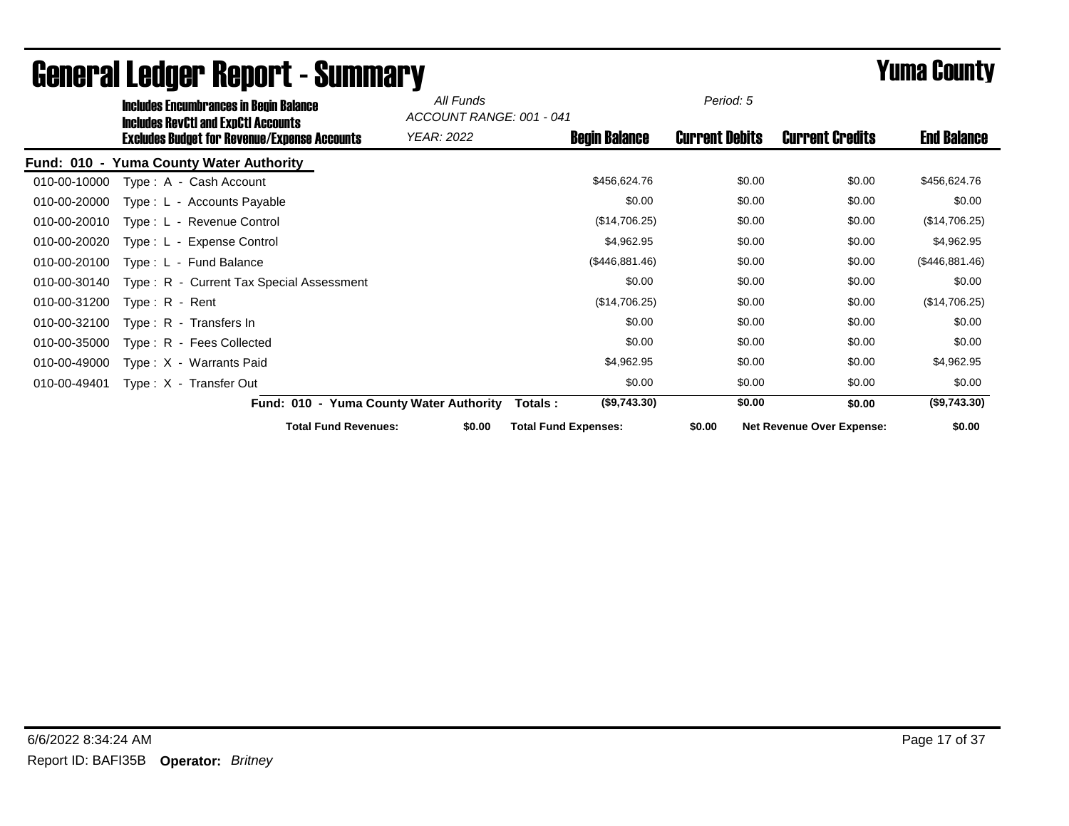# General Ledger Report - Summary

## Yuma County

**Includes Encumbrances in Begin Balance**
**Includes RevCtl and ExpCtl Accounts**
**Excludes Budget for Revenue/Expense Accounts**

*All Funds*
*ACCOUNT RANGE: 001 - 041*
*YEAR: 2022*

*Period: 5*

| Account | Description | Begin Balance | Current Debits | Current Credits | End Balance |
|---|---|---|---|---|---|
| **Fund: 010 - Yuma County Water Authority** | | | | | |
| 010-00-10000 | Type : A - Cash Account | $456,624.76 | $0.00 | $0.00 | $456,624.76 |
| 010-00-20000 | Type : L - Accounts Payable | $0.00 | $0.00 | $0.00 | $0.00 |
| 010-00-20010 | Type : L - Revenue Control | ($14,706.25) | $0.00 | $0.00 | ($14,706.25) |
| 010-00-20020 | Type : L - Expense Control | $4,962.95 | $0.00 | $0.00 | $4,962.95 |
| 010-00-20100 | Type : L - Fund Balance | ($446,881.46) | $0.00 | $0.00 | ($446,881.46) |
| 010-00-30140 | Type : R - Current Tax Special Assessment | $0.00 | $0.00 | $0.00 | $0.00 |
| 010-00-31200 | Type : R - Rent | ($14,706.25) | $0.00 | $0.00 | ($14,706.25) |
| 010-00-32100 | Type : R - Transfers In | $0.00 | $0.00 | $0.00 | $0.00 |
| 010-00-35000 | Type : R - Fees Collected | $0.00 | $0.00 | $0.00 | $0.00 |
| 010-00-49000 | Type : X - Warrants Paid | $4,962.95 | $0.00 | $0.00 | $4,962.95 |
| 010-00-49401 | Type : X - Transfer Out | $0.00 | $0.00 | $0.00 | $0.00 |
| | **Fund: 010 - Yuma County Water Authority Totals :** | **($9,743.30)** | **$0.00** | **$0.00** | **($9,743.30)** |

**Total Fund Revenues:** **$0.00** **Total Fund Expenses:** **$0.00** **Net Revenue Over Expense:** **$0.00**

6/6/2022 8:34:24 AM

Report ID: BAFI35B **Operator:** *Britney*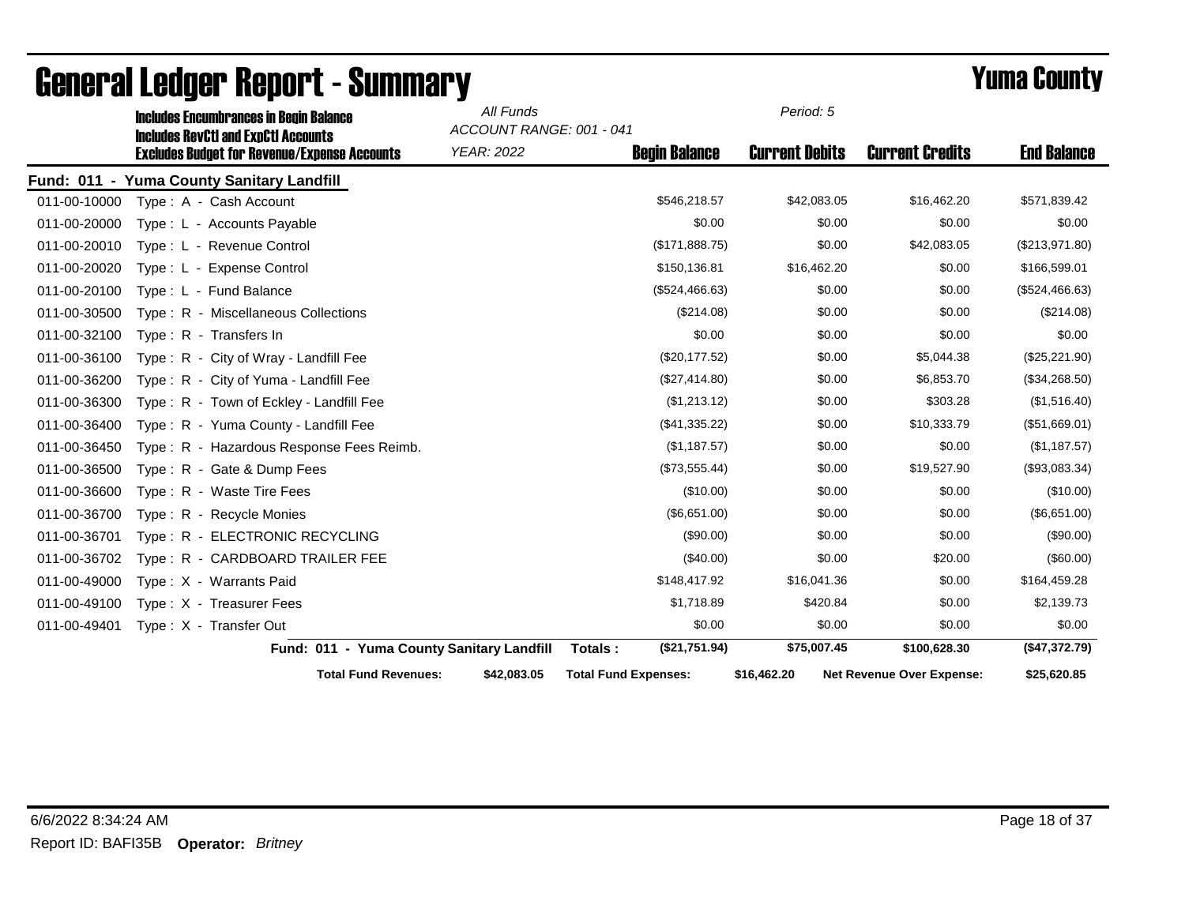# General Ledger Report - Summary

## Yuma County

**Includes Encumbrances in Begin Balance**
**Includes RevCtl and ExpCtl Accounts**
**Excludes Budget for Revenue/Expense Accounts**

*All Funds*
*ACCOUNT RANGE: 001 - 041*
*YEAR: 2022*
*Period: 5*

**Fund: 011 - Yuma County Sanitary Landfill**

| Account | Description | Begin Balance | Current Debits | Current Credits | End Balance |
|---|---|---|---|---|---|
| 011-00-10000 | Type : A - Cash Account | $546,218.57 | $42,083.05 | $16,462.20 | $571,839.42 |
| 011-00-20000 | Type : L - Accounts Payable | $0.00 | $0.00 | $0.00 | $0.00 |
| 011-00-20010 | Type : L - Revenue Control | ($171,888.75) | $0.00 | $42,083.05 | ($213,971.80) |
| 011-00-20020 | Type : L - Expense Control | $150,136.81 | $16,462.20 | $0.00 | $166,599.01 |
| 011-00-20100 | Type : L - Fund Balance | ($524,466.63) | $0.00 | $0.00 | ($524,466.63) |
| 011-00-30500 | Type : R - Miscellaneous Collections | ($214.08) | $0.00 | $0.00 | ($214.08) |
| 011-00-32100 | Type : R - Transfers In | $0.00 | $0.00 | $0.00 | $0.00 |
| 011-00-36100 | Type : R - City of Wray - Landfill Fee | ($20,177.52) | $0.00 | $5,044.38 | ($25,221.90) |
| 011-00-36200 | Type : R - City of Yuma - Landfill Fee | ($27,414.80) | $0.00 | $6,853.70 | ($34,268.50) |
| 011-00-36300 | Type : R - Town of Eckley - Landfill Fee | ($1,213.12) | $0.00 | $303.28 | ($1,516.40) |
| 011-00-36400 | Type : R - Yuma County - Landfill Fee | ($41,335.22) | $0.00 | $10,333.79 | ($51,669.01) |
| 011-00-36450 | Type : R - Hazardous Response Fees Reimb. | ($1,187.57) | $0.00 | $0.00 | ($1,187.57) |
| 011-00-36500 | Type : R - Gate & Dump Fees | ($73,555.44) | $0.00 | $19,527.90 | ($93,083.34) |
| 011-00-36600 | Type : R - Waste Tire Fees | ($10.00) | $0.00 | $0.00 | ($10.00) |
| 011-00-36700 | Type : R - Recycle Monies | ($6,651.00) | $0.00 | $0.00 | ($6,651.00) |
| 011-00-36701 | Type : R - ELECTRONIC RECYCLING | ($90.00) | $0.00 | $0.00 | ($90.00) |
| 011-00-36702 | Type : R - CARDBOARD TRAILER FEE | ($40.00) | $0.00 | $20.00 | ($60.00) |
| 011-00-49000 | Type : X - Warrants Paid | $148,417.92 | $16,041.36 | $0.00 | $164,459.28 |
| 011-00-49100 | Type : X - Treasurer Fees | $1,718.89 | $420.84 | $0.00 | $2,139.73 |
| 011-00-49401 | Type : X - Transfer Out | $0.00 | $0.00 | $0.00 | $0.00 |
| | **Fund: 011 - Yuma County Sanitary Landfill Totals :** | **($21,751.94)** | **$75,007.45** | **$100,628.30** | **($47,372.79)** |

**Total Fund Revenues:** $42,083.05 **Total Fund Expenses:** $16,462.20 **Net Revenue Over Expense:** $25,620.85

6/6/2022 8:34:24 AM

Report ID: BAFI35B **Operator:** *Britney*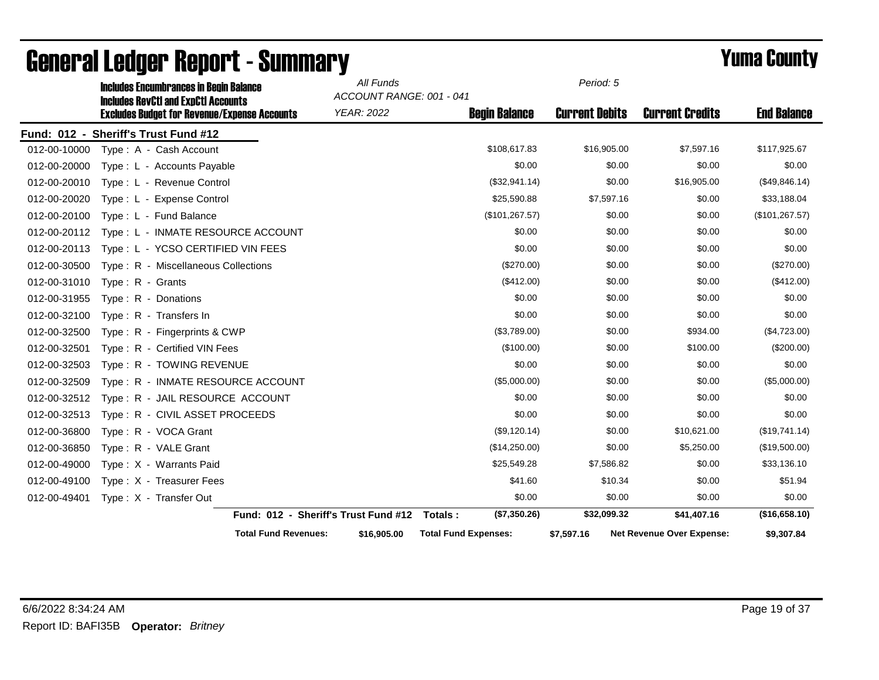# General Ledger Report - Summary

## Yuma County

**Includes Encumbrances in Begin Balance**
**Includes RevCtl and ExpCtl Accounts**
**Excludes Budget for Revenue/Expense Accounts**

*All Funds*
*ACCOUNT RANGE: 001 - 041*
*YEAR: 2022*
*Period: 5*

| Account | Description | Begin Balance | Current Debits | Current Credits | End Balance |
|---|---|---|---|---|---|
| **Fund: 012 - Sheriff's Trust Fund #12** | | | | | |
| 012-00-10000 | Type : A - Cash Account | $108,617.83 | $16,905.00 | $7,597.16 | $117,925.67 |
| 012-00-20000 | Type : L - Accounts Payable | $0.00 | $0.00 | $0.00 | $0.00 |
| 012-00-20010 | Type : L - Revenue Control | ($32,941.14) | $0.00 | $16,905.00 | ($49,846.14) |
| 012-00-20020 | Type : L - Expense Control | $25,590.88 | $7,597.16 | $0.00 | $33,188.04 |
| 012-00-20100 | Type : L - Fund Balance | ($101,267.57) | $0.00 | $0.00 | ($101,267.57) |
| 012-00-20112 | Type : L - INMATE RESOURCE ACCOUNT | $0.00 | $0.00 | $0.00 | $0.00 |
| 012-00-20113 | Type : L - YCSO CERTIFIED VIN FEES | $0.00 | $0.00 | $0.00 | $0.00 |
| 012-00-30500 | Type : R - Miscellaneous Collections | ($270.00) | $0.00 | $0.00 | ($270.00) |
| 012-00-31010 | Type : R - Grants | ($412.00) | $0.00 | $0.00 | ($412.00) |
| 012-00-31955 | Type : R - Donations | $0.00 | $0.00 | $0.00 | $0.00 |
| 012-00-32100 | Type : R - Transfers In | $0.00 | $0.00 | $0.00 | $0.00 |
| 012-00-32500 | Type : R - Fingerprints & CWP | ($3,789.00) | $0.00 | $934.00 | ($4,723.00) |
| 012-00-32501 | Type : R - Certified VIN Fees | ($100.00) | $0.00 | $100.00 | ($200.00) |
| 012-00-32503 | Type : R - TOWING REVENUE | $0.00 | $0.00 | $0.00 | $0.00 |
| 012-00-32509 | Type : R - INMATE RESOURCE ACCOUNT | ($5,000.00) | $0.00 | $0.00 | ($5,000.00) |
| 012-00-32512 | Type : R - JAIL RESOURCE ACCOUNT | $0.00 | $0.00 | $0.00 | $0.00 |
| 012-00-32513 | Type : R - CIVIL ASSET PROCEEDS | $0.00 | $0.00 | $0.00 | $0.00 |
| 012-00-36800 | Type : R - VOCA Grant | ($9,120.14) | $0.00 | $10,621.00 | ($19,741.14) |
| 012-00-36850 | Type : R - VALE Grant | ($14,250.00) | $0.00 | $5,250.00 | ($19,500.00) |
| 012-00-49000 | Type : X - Warrants Paid | $25,549.28 | $7,586.82 | $0.00 | $33,136.10 |
| 012-00-49100 | Type : X - Treasurer Fees | $41.60 | $10.34 | $0.00 | $51.94 |
| 012-00-49401 | Type : X - Transfer Out | $0.00 | $0.00 | $0.00 | $0.00 |
| | **Fund: 012 - Sheriff's Trust Fund #12 Totals :** | **($7,350.26)** | **$32,099.32** | **$41,407.16** | **($16,658.10)** |

**Total Fund Revenues:** $16,905.00 **Total Fund Expenses:** $7,597.16 **Net Revenue Over Expense:** $9,307.84

6/6/2022 8:34:24 AM

Report ID: BAFI35B **Operator:** *Britney*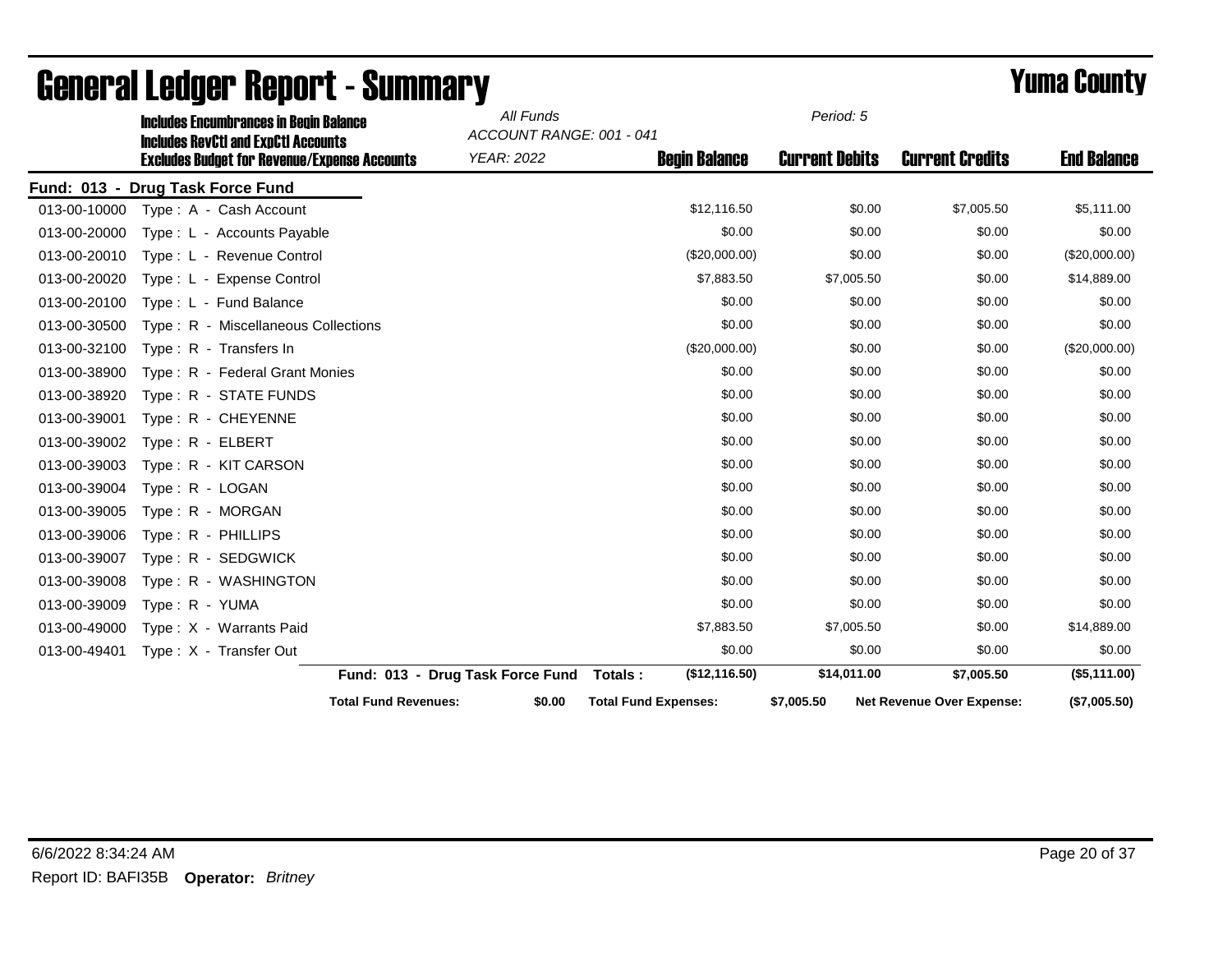# General Ledger Report - Summary

## Yuma County

**Includes Encumbrances in Begin Balance**
**Includes RevCtl and ExpCtl Accounts**
**Excludes Budget for Revenue/Expense Accounts**

*All Funds*
*ACCOUNT RANGE: 001 - 041*
*YEAR: 2022*

*Period: 5*

**Fund: 013 - Drug Task Force Fund**

| Account | Description | Begin Balance | Current Debits | Current Credits | End Balance |
|---|---|---|---|---|---|
| 013-00-10000 | Type : A - Cash Account | $12,116.50 | $0.00 | $7,005.50 | $5,111.00 |
| 013-00-20000 | Type : L - Accounts Payable | $0.00 | $0.00 | $0.00 | $0.00 |
| 013-00-20010 | Type : L - Revenue Control | ($20,000.00) | $0.00 | $0.00 | ($20,000.00) |
| 013-00-20020 | Type : L - Expense Control | $7,883.50 | $7,005.50 | $0.00 | $14,889.00 |
| 013-00-20100 | Type : L - Fund Balance | $0.00 | $0.00 | $0.00 | $0.00 |
| 013-00-30500 | Type : R - Miscellaneous Collections | $0.00 | $0.00 | $0.00 | $0.00 |
| 013-00-32100 | Type : R - Transfers In | ($20,000.00) | $0.00 | $0.00 | ($20,000.00) |
| 013-00-38900 | Type : R - Federal Grant Monies | $0.00 | $0.00 | $0.00 | $0.00 |
| 013-00-38920 | Type : R - STATE FUNDS | $0.00 | $0.00 | $0.00 | $0.00 |
| 013-00-39001 | Type : R - CHEYENNE | $0.00 | $0.00 | $0.00 | $0.00 |
| 013-00-39002 | Type : R - ELBERT | $0.00 | $0.00 | $0.00 | $0.00 |
| 013-00-39003 | Type : R - KIT CARSON | $0.00 | $0.00 | $0.00 | $0.00 |
| 013-00-39004 | Type : R - LOGAN | $0.00 | $0.00 | $0.00 | $0.00 |
| 013-00-39005 | Type : R - MORGAN | $0.00 | $0.00 | $0.00 | $0.00 |
| 013-00-39006 | Type : R - PHILLIPS | $0.00 | $0.00 | $0.00 | $0.00 |
| 013-00-39007 | Type : R - SEDGWICK | $0.00 | $0.00 | $0.00 | $0.00 |
| 013-00-39008 | Type : R - WASHINGTON | $0.00 | $0.00 | $0.00 | $0.00 |
| 013-00-39009 | Type : R - YUMA | $0.00 | $0.00 | $0.00 | $0.00 |
| 013-00-49000 | Type : X - Warrants Paid | $7,883.50 | $7,005.50 | $0.00 | $14,889.00 |
| 013-00-49401 | Type : X - Transfer Out | $0.00 | $0.00 | $0.00 | $0.00 |
| | **Fund: 013 - Drug Task Force Fund Totals :** | **($12,116.50)** | **$14,011.00** | **$7,005.50** | **($5,111.00)** |

**Total Fund Revenues:** $0.00 **Total Fund Expenses:** $7,005.50 **Net Revenue Over Expense:** ($7,005.50)

6/6/2022 8:34:24 AM

Report ID: BAFI35B **Operator:** *Britney*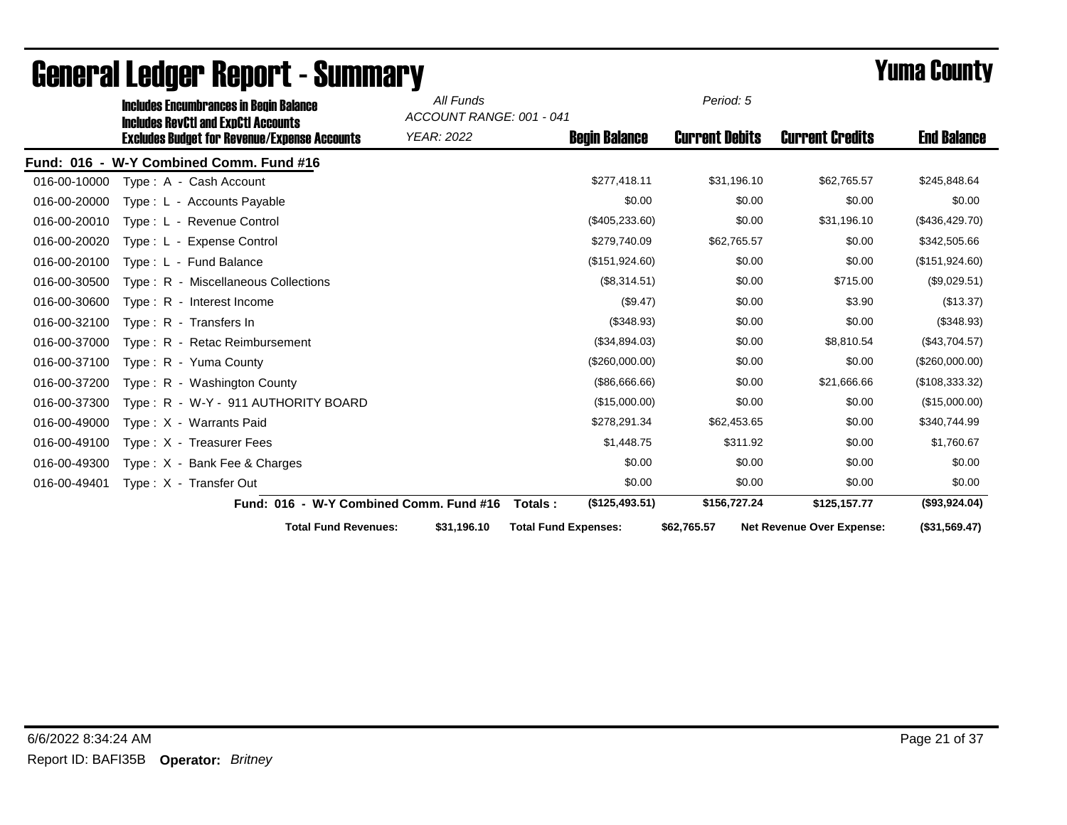# General Ledger Report - Summary

## Yuma County

**Includes Encumbrances in Begin Balance**
**Includes RevCtl and ExpCtl Accounts**
**Excludes Budget for Revenue/Expense Accounts**

*All Funds*
*ACCOUNT RANGE: 001 - 041*
*YEAR: 2022*
*Period: 5*

| | | Begin Balance | Current Debits | Current Credits | End Balance |
|---|---|---|---|---|---|
| **Fund: 016 - W-Y Combined Comm. Fund #16** | | | | | |
| 016-00-10000 | Type : A - Cash Account | $277,418.11 | $31,196.10 | $62,765.57 | $245,848.64 |
| 016-00-20000 | Type : L - Accounts Payable | $0.00 | $0.00 | $0.00 | $0.00 |
| 016-00-20010 | Type : L - Revenue Control | ($405,233.60) | $0.00 | $31,196.10 | ($436,429.70) |
| 016-00-20020 | Type : L - Expense Control | $279,740.09 | $62,765.57 | $0.00 | $342,505.66 |
| 016-00-20100 | Type : L - Fund Balance | ($151,924.60) | $0.00 | $0.00 | ($151,924.60) |
| 016-00-30500 | Type : R - Miscellaneous Collections | ($8,314.51) | $0.00 | $715.00 | ($9,029.51) |
| 016-00-30600 | Type : R - Interest Income | ($9.47) | $0.00 | $3.90 | ($13.37) |
| 016-00-32100 | Type : R - Transfers In | ($348.93) | $0.00 | $0.00 | ($348.93) |
| 016-00-37000 | Type : R - Retac Reimbursement | ($34,894.03) | $0.00 | $8,810.54 | ($43,704.57) |
| 016-00-37100 | Type : R - Yuma County | ($260,000.00) | $0.00 | $0.00 | ($260,000.00) |
| 016-00-37200 | Type : R - Washington County | ($86,666.66) | $0.00 | $21,666.66 | ($108,333.32) |
| 016-00-37300 | Type : R - W-Y - 911 AUTHORITY BOARD | ($15,000.00) | $0.00 | $0.00 | ($15,000.00) |
| 016-00-49000 | Type : X - Warrants Paid | $278,291.34 | $62,453.65 | $0.00 | $340,744.99 |
| 016-00-49100 | Type : X - Treasurer Fees | $1,448.75 | $311.92 | $0.00 | $1,760.67 |
| 016-00-49300 | Type : X - Bank Fee & Charges | $0.00 | $0.00 | $0.00 | $0.00 |
| 016-00-49401 | Type : X - Transfer Out | $0.00 | $0.00 | $0.00 | $0.00 |
| | **Fund: 016 - W-Y Combined Comm. Fund #16 Totals :** | **($125,493.51)** | **$156,727.24** | **$125,157.77** | **($93,924.04)** |

**Total Fund Revenues:** $31,196.10 **Total Fund Expenses:** $62,765.57 **Net Revenue Over Expense:** ($31,569.47)

6/6/2022 8:34:24 AM

Report ID: BAFI35B **Operator:** *Britney*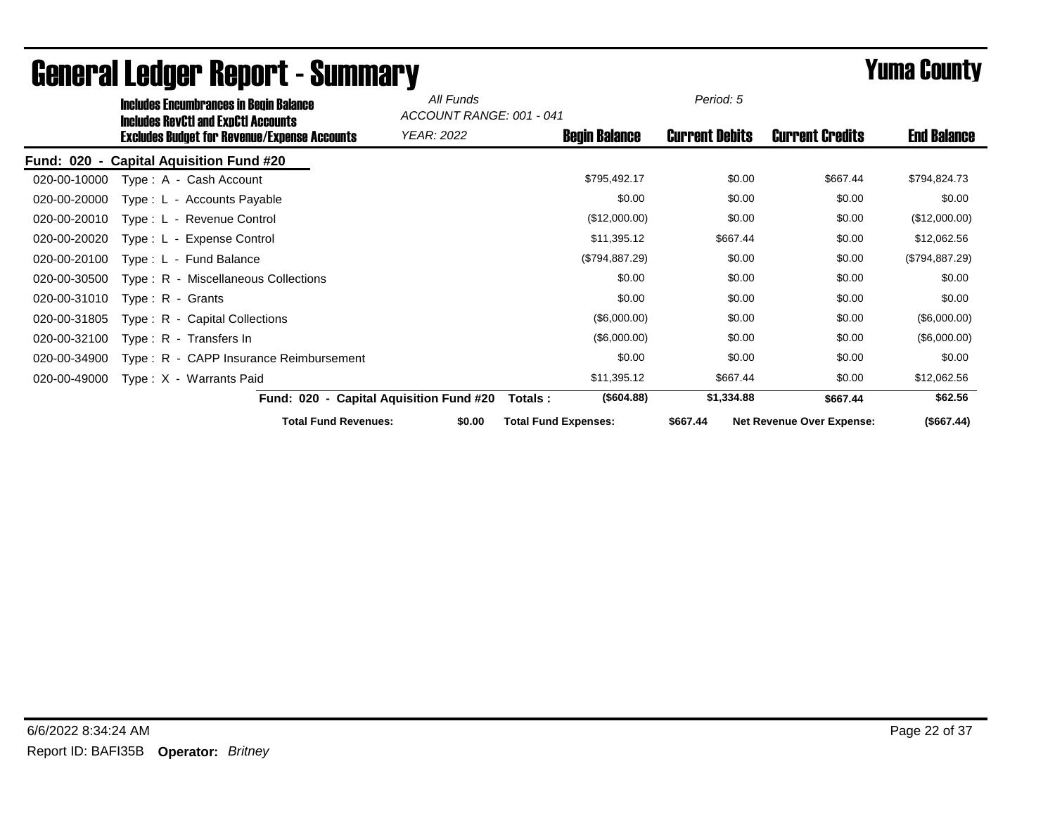# General Ledger Report - Summary

**Yuma County**

**Includes Encumbrances in Begin Balance**
**Includes RevCtl and ExpCtl Accounts**
**Excludes Budget for Revenue/Expense Accounts**

*All Funds*
*ACCOUNT RANGE: 001 - 041*
*YEAR: 2022*

*Period: 5*

**Fund: 020 - Capital Aquisition Fund #20**

| Account | Description | Begin Balance | Current Debits | Current Credits | End Balance |
|---|---|---|---|---|---|
| 020-00-10000 | Type : A - Cash Account | $795,492.17 | $0.00 | $667.44 | $794,824.73 |
| 020-00-20000 | Type : L - Accounts Payable | $0.00 | $0.00 | $0.00 | $0.00 |
| 020-00-20010 | Type : L - Revenue Control | ($12,000.00) | $0.00 | $0.00 | ($12,000.00) |
| 020-00-20020 | Type : L - Expense Control | $11,395.12 | $667.44 | $0.00 | $12,062.56 |
| 020-00-20100 | Type : L - Fund Balance | ($794,887.29) | $0.00 | $0.00 | ($794,887.29) |
| 020-00-30500 | Type : R - Miscellaneous Collections | $0.00 | $0.00 | $0.00 | $0.00 |
| 020-00-31010 | Type : R - Grants | $0.00 | $0.00 | $0.00 | $0.00 |
| 020-00-31805 | Type : R - Capital Collections | ($6,000.00) | $0.00 | $0.00 | ($6,000.00) |
| 020-00-32100 | Type : R - Transfers In | ($6,000.00) | $0.00 | $0.00 | ($6,000.00) |
| 020-00-34900 | Type : R - CAPP Insurance Reimbursement | $0.00 | $0.00 | $0.00 | $0.00 |
| 020-00-49000 | Type : X - Warrants Paid | $11,395.12 | $667.44 | $0.00 | $12,062.56 |
| | **Fund: 020 - Capital Aquisition Fund #20 Totals :** | **($604.88)** | **$1,334.88** | **$667.44** | **$62.56** |

**Total Fund Revenues:** $0.00 **Total Fund Expenses:** $667.44 **Net Revenue Over Expense:** ($667.44)

6/6/2022 8:34:24 AM

Report ID: BAFI35B **Operator:** *Britney*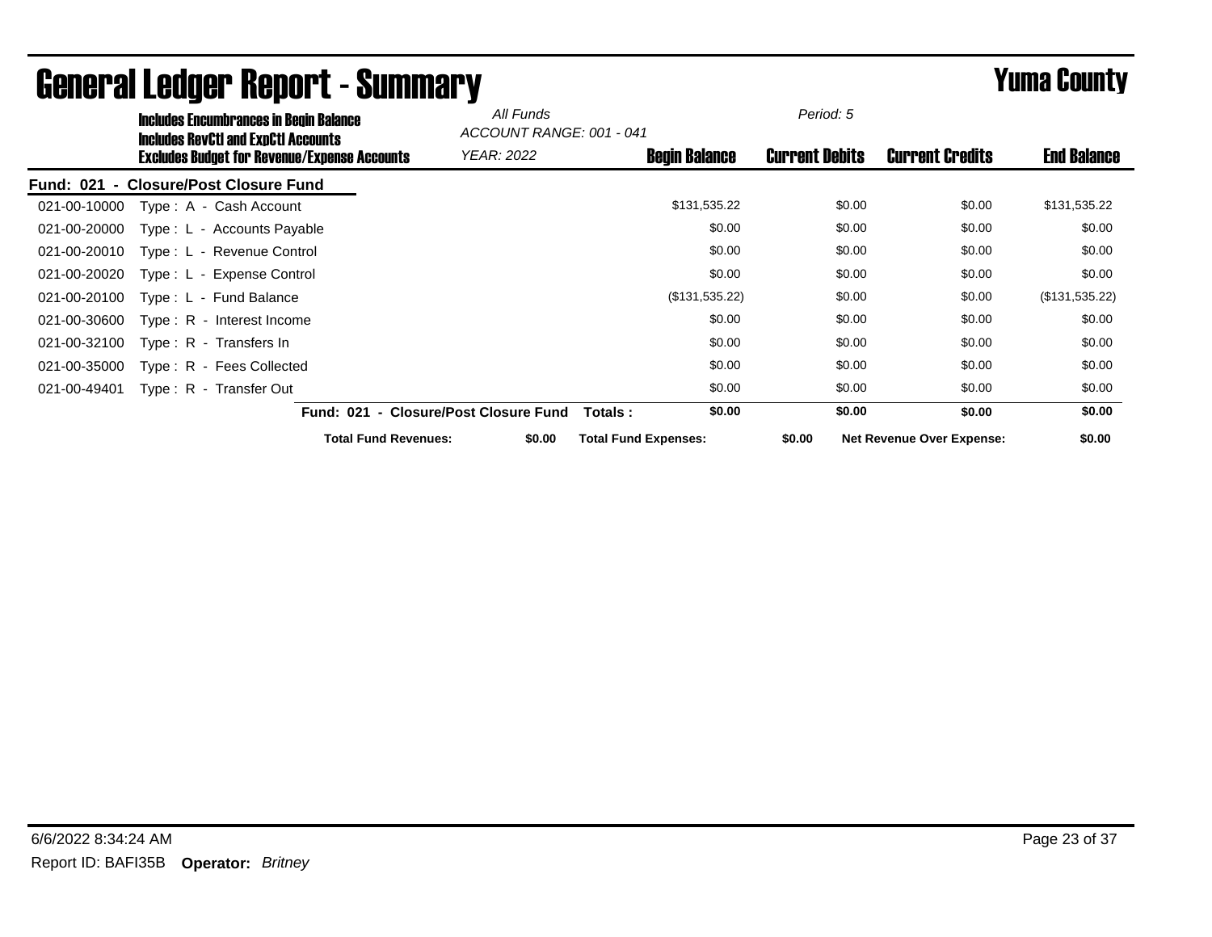# General Ledger Report - Summary

## Yuma County

**Includes Encumbrances in Begin Balance**
**Includes RevCtl and ExpCtl Accounts**
**Excludes Budget for Revenue/Expense Accounts**

*All Funds*
*ACCOUNT RANGE: 001 - 041*
*YEAR: 2022*
*Period: 5*

| | | Begin Balance | Current Debits | Current Credits | End Balance |
|---|---|---|---|---|---|
| **Fund: 021 - Closure/Post Closure Fund** | | | | | |
| 021-00-10000 | Type : A - Cash Account | $131,535.22 | $0.00 | $0.00 | $131,535.22 |
| 021-00-20000 | Type : L - Accounts Payable | $0.00 | $0.00 | $0.00 | $0.00 |
| 021-00-20010 | Type : L - Revenue Control | $0.00 | $0.00 | $0.00 | $0.00 |
| 021-00-20020 | Type : L - Expense Control | $0.00 | $0.00 | $0.00 | $0.00 |
| 021-00-20100 | Type : L - Fund Balance | ($131,535.22) | $0.00 | $0.00 | ($131,535.22) |
| 021-00-30600 | Type : R - Interest Income | $0.00 | $0.00 | $0.00 | $0.00 |
| 021-00-32100 | Type : R - Transfers In | $0.00 | $0.00 | $0.00 | $0.00 |
| 021-00-35000 | Type : R - Fees Collected | $0.00 | $0.00 | $0.00 | $0.00 |
| 021-00-49401 | Type : R - Transfer Out | $0.00 | $0.00 | $0.00 | $0.00 |
| | **Fund: 021 - Closure/Post Closure Fund Totals :** | **$0.00** | **$0.00** | **$0.00** | **$0.00** |

**Total Fund Revenues:** $0.00 **Total Fund Expenses:** $0.00 **Net Revenue Over Expense:** $0.00

6/6/2022 8:34:24 AM

Report ID: BAFI35B **Operator:** *Britney*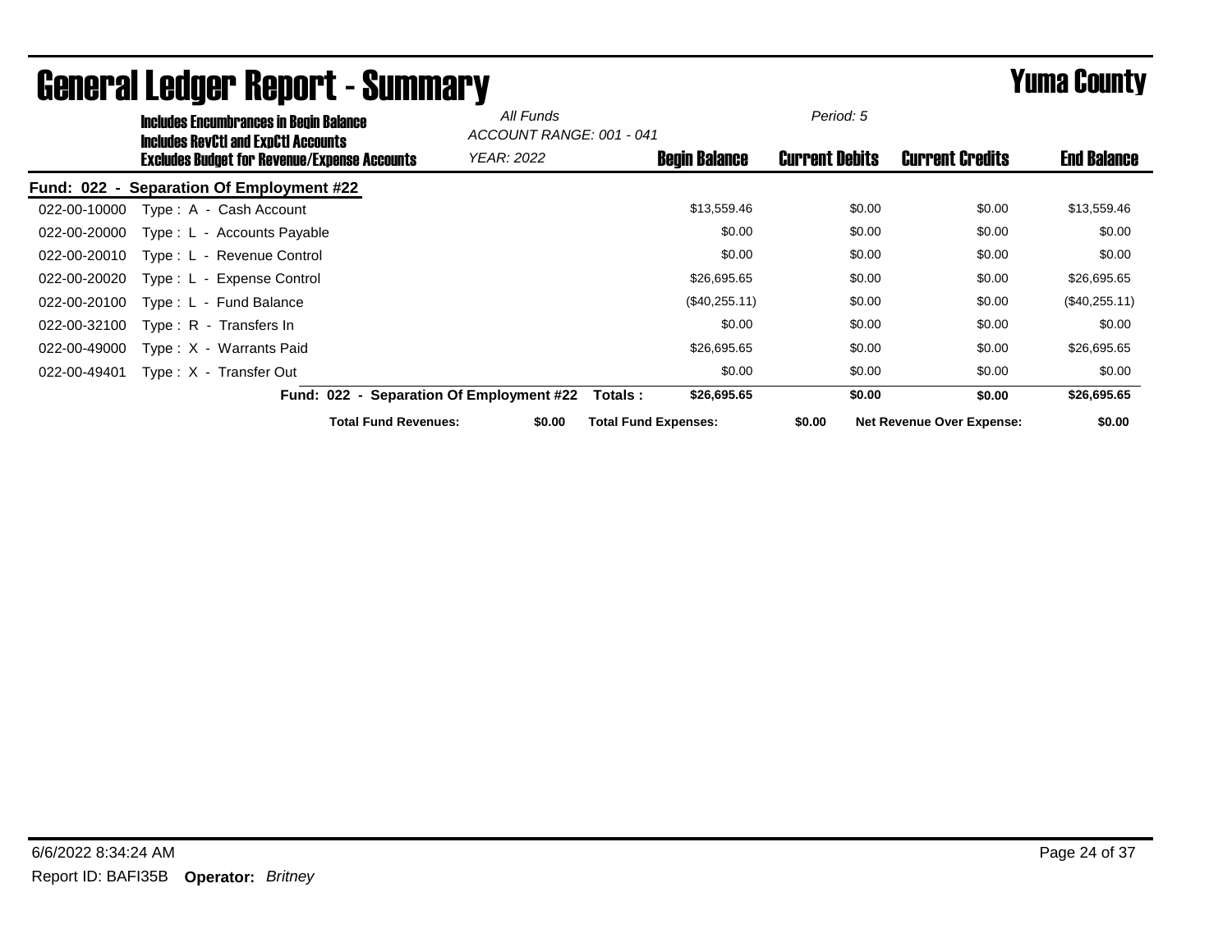# General Ledger Report - Summary

**Yuma County**

Includes Encumbrances in Begin Balance
Includes RevCtl and ExpCtl Accounts
Excludes Budget for Revenue/Expense Accounts

*All Funds*
*ACCOUNT RANGE: 001 - 041*
*YEAR: 2022*
*Period: 5*

## Fund: 022 - Separation Of Employment #22

| Account | Description | Begin Balance | Current Debits | Current Credits | End Balance |
|---|---|---|---|---|---|
| 022-00-10000 | Type : A - Cash Account | $13,559.46 | $0.00 | $0.00 | $13,559.46 |
| 022-00-20000 | Type : L - Accounts Payable | $0.00 | $0.00 | $0.00 | $0.00 |
| 022-00-20010 | Type : L - Revenue Control | $0.00 | $0.00 | $0.00 | $0.00 |
| 022-00-20020 | Type : L - Expense Control | $26,695.65 | $0.00 | $0.00 | $26,695.65 |
| 022-00-20100 | Type : L - Fund Balance | ($40,255.11) | $0.00 | $0.00 | ($40,255.11) |
| 022-00-32100 | Type : R - Transfers In | $0.00 | $0.00 | $0.00 | $0.00 |
| 022-00-49000 | Type : X - Warrants Paid | $26,695.65 | $0.00 | $0.00 | $26,695.65 |
| 022-00-49401 | Type : X - Transfer Out | $0.00 | $0.00 | $0.00 | $0.00 |
| | **Fund: 022 - Separation Of Employment #22 Totals :** | **$26,695.65** | **$0.00** | **$0.00** | **$26,695.65** |

**Total Fund Revenues:** $0.00 **Total Fund Expenses:** $0.00 **Net Revenue Over Expense:** $0.00

6/6/2022 8:34:24 AM

Report ID: BAFI35B **Operator:** *Britney*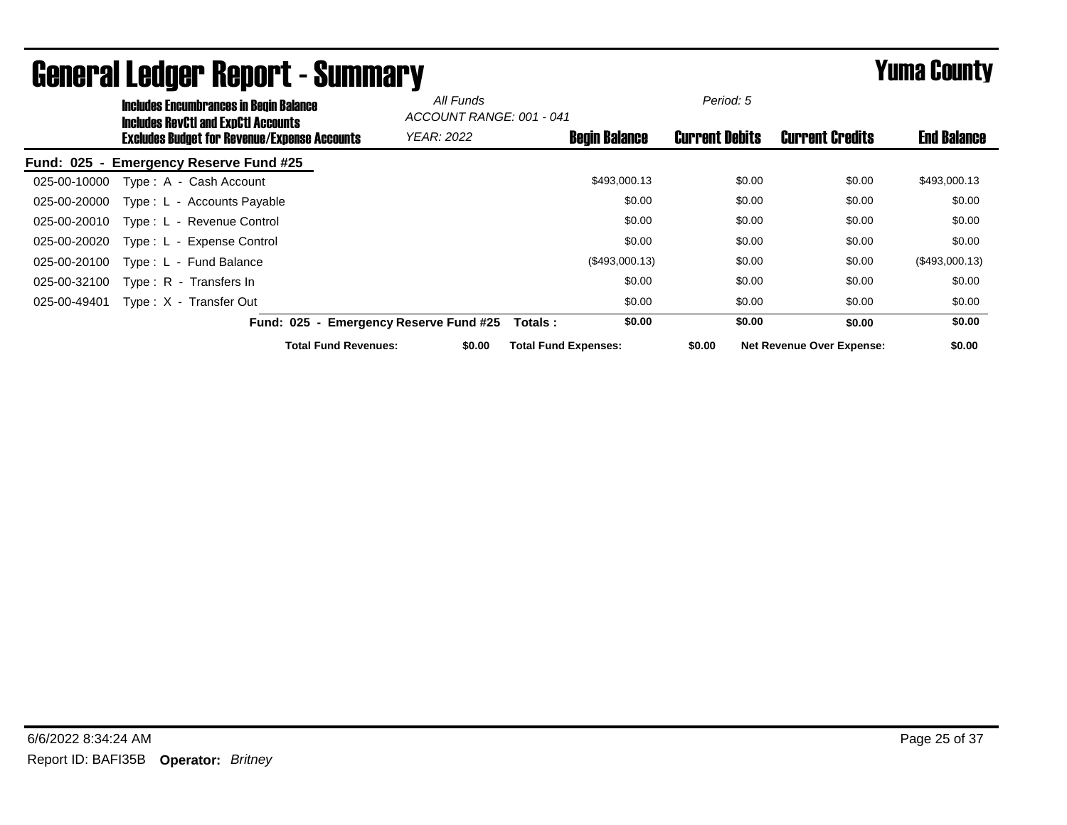# General Ledger Report - Summary

## Yuma County

**Includes Encumbrances in Begin Balance**
**Includes RevCtl and ExpCtl Accounts**
**Excludes Budget for Revenue/Expense Accounts**

*All Funds*
*ACCOUNT RANGE: 001 - 041*
*YEAR: 2022*
*Period: 5*

| Account | Description | Begin Balance | Current Debits | Current Credits | End Balance |
|---|---|---|---|---|---|
| **Fund: 025 - Emergency Reserve Fund #25** | | | | | |
| 025-00-10000 | Type : A - Cash Account | $493,000.13 | $0.00 | $0.00 | $493,000.13 |
| 025-00-20000 | Type : L - Accounts Payable | $0.00 | $0.00 | $0.00 | $0.00 |
| 025-00-20010 | Type : L - Revenue Control | $0.00 | $0.00 | $0.00 | $0.00 |
| 025-00-20020 | Type : L - Expense Control | $0.00 | $0.00 | $0.00 | $0.00 |
| 025-00-20100 | Type : L - Fund Balance | ($493,000.13) | $0.00 | $0.00 | ($493,000.13) |
| 025-00-32100 | Type : R - Transfers In | $0.00 | $0.00 | $0.00 | $0.00 |
| 025-00-49401 | Type : X - Transfer Out | $0.00 | $0.00 | $0.00 | $0.00 |
| | **Fund: 025 - Emergency Reserve Fund #25 Totals :** | **$0.00** | **$0.00** | **$0.00** | **$0.00** |

**Total Fund Revenues:** $0.00 **Total Fund Expenses:** $0.00 **Net Revenue Over Expense:** $0.00

6/6/2022 8:34:24 AM

Report ID: BAFI35B **Operator:** *Britney*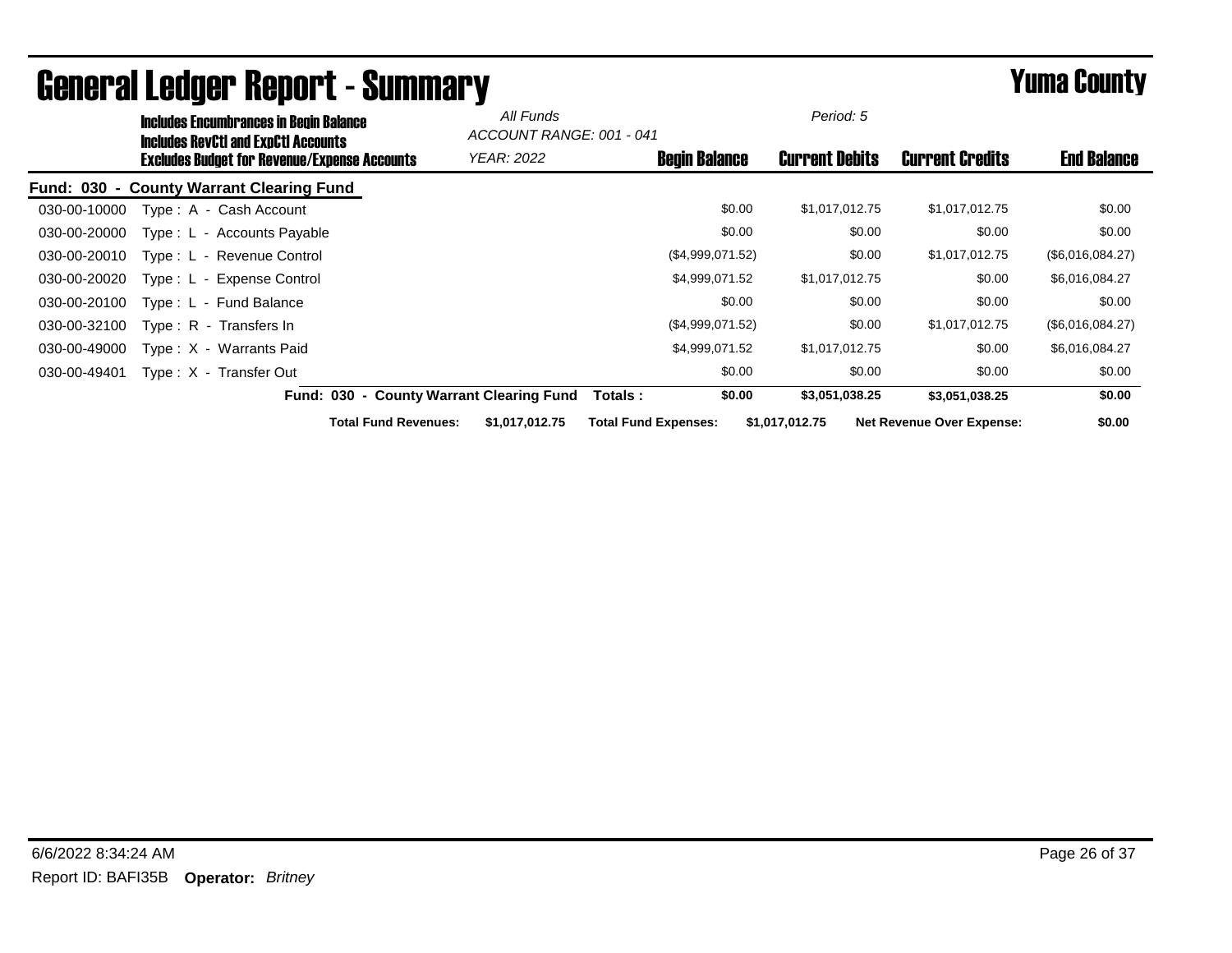# General Ledger Report - Summary

**Yuma County**

**Includes Encumbrances in Begin Balance**
**Includes RevCtl and ExpCtl Accounts**
**Excludes Budget for Revenue/Expense Accounts**

*All Funds*
*ACCOUNT RANGE: 001 - 041*
*YEAR: 2022*
*Period: 5*

## Fund: 030 - County Warrant Clearing Fund

| Account | Description | Begin Balance | Current Debits | Current Credits | End Balance |
|---|---|---|---|---|---|
| 030-00-10000 | Type : A - Cash Account | $0.00 | $1,017,012.75 | $1,017,012.75 | $0.00 |
| 030-00-20000 | Type : L - Accounts Payable | $0.00 | $0.00 | $0.00 | $0.00 |
| 030-00-20010 | Type : L - Revenue Control | ($4,999,071.52) | $0.00 | $1,017,012.75 | ($6,016,084.27) |
| 030-00-20020 | Type : L - Expense Control | $4,999,071.52 | $1,017,012.75 | $0.00 | $6,016,084.27 |
| 030-00-20100 | Type : L - Fund Balance | $0.00 | $0.00 | $0.00 | $0.00 |
| 030-00-32100 | Type : R - Transfers In | ($4,999,071.52) | $0.00 | $1,017,012.75 | ($6,016,084.27) |
| 030-00-49000 | Type : X - Warrants Paid | $4,999,071.52 | $1,017,012.75 | $0.00 | $6,016,084.27 |
| 030-00-49401 | Type : X - Transfer Out | $0.00 | $0.00 | $0.00 | $0.00 |
| | **Fund: 030 - County Warrant Clearing Fund Totals :** | **$0.00** | **$3,051,038.25** | **$3,051,038.25** | **$0.00** |

**Total Fund Revenues:** $1,017,012.75 **Total Fund Expenses:** $1,017,012.75 **Net Revenue Over Expense:** $0.00

6/6/2022 8:34:24 AM

Report ID: BAFI35B **Operator:** *Britney*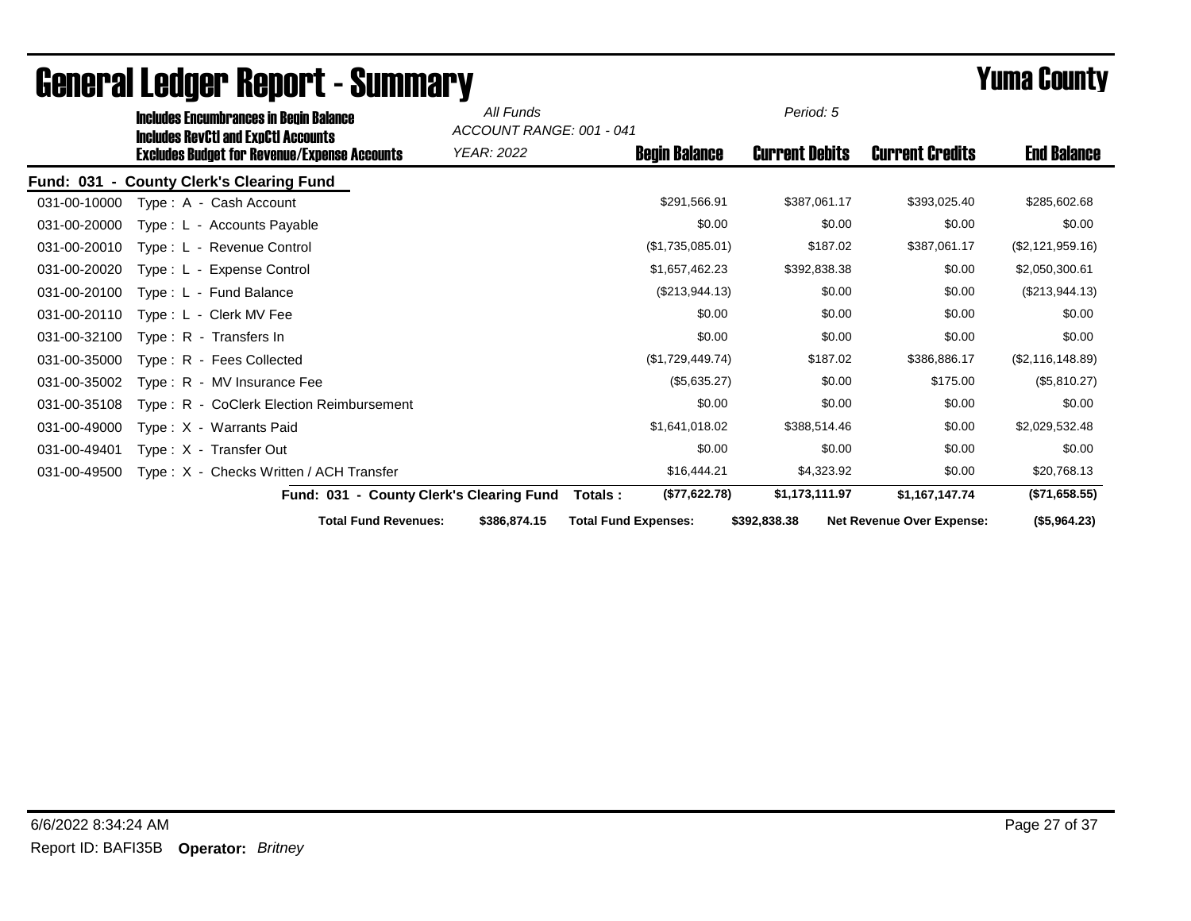# General Ledger Report - Summary

# Yuma County

**Includes Encumbrances in Begin Balance**
**Includes RevCtl and ExpCtl Accounts**
**Excludes Budget for Revenue/Expense Accounts**

*All Funds*
*ACCOUNT RANGE: 001 - 041*
*YEAR: 2022*
*Period: 5*

**Fund: 031 - County Clerk's Clearing Fund**

| Account | Description | Begin Balance | Current Debits | Current Credits | End Balance |
|---|---|---|---|---|---|
| 031-00-10000 | Type : A - Cash Account | $291,566.91 | $387,061.17 | $393,025.40 | $285,602.68 |
| 031-00-20000 | Type : L - Accounts Payable | $0.00 | $0.00 | $0.00 | $0.00 |
| 031-00-20010 | Type : L - Revenue Control | ($1,735,085.01) | $187.02 | $387,061.17 | ($2,121,959.16) |
| 031-00-20020 | Type : L - Expense Control | $1,657,462.23 | $392,838.38 | $0.00 | $2,050,300.61 |
| 031-00-20100 | Type : L - Fund Balance | ($213,944.13) | $0.00 | $0.00 | ($213,944.13) |
| 031-00-20110 | Type : L - Clerk MV Fee | $0.00 | $0.00 | $0.00 | $0.00 |
| 031-00-32100 | Type : R - Transfers In | $0.00 | $0.00 | $0.00 | $0.00 |
| 031-00-35000 | Type : R - Fees Collected | ($1,729,449.74) | $187.02 | $386,886.17 | ($2,116,148.89) |
| 031-00-35002 | Type : R - MV Insurance Fee | ($5,635.27) | $0.00 | $175.00 | ($5,810.27) |
| 031-00-35108 | Type : R - CoClerk Election Reimbursement | $0.00 | $0.00 | $0.00 | $0.00 |
| 031-00-49000 | Type : X - Warrants Paid | $1,641,018.02 | $388,514.46 | $0.00 | $2,029,532.48 |
| 031-00-49401 | Type : X - Transfer Out | $0.00 | $0.00 | $0.00 | $0.00 |
| 031-00-49500 | Type : X - Checks Written / ACH Transfer | $16,444.21 | $4,323.92 | $0.00 | $20,768.13 |
| | **Fund: 031 - County Clerk's Clearing Fund Totals :** | **($77,622.78)** | **$1,173,111.97** | **$1,167,147.74** | **($71,658.55)** |

**Total Fund Revenues:** **$386,874.15** **Total Fund Expenses:** **$392,838.38** **Net Revenue Over Expense:** **($5,964.23)**

6/6/2022 8:34:24 AM

Report ID: BAFI35B **Operator:** *Britney*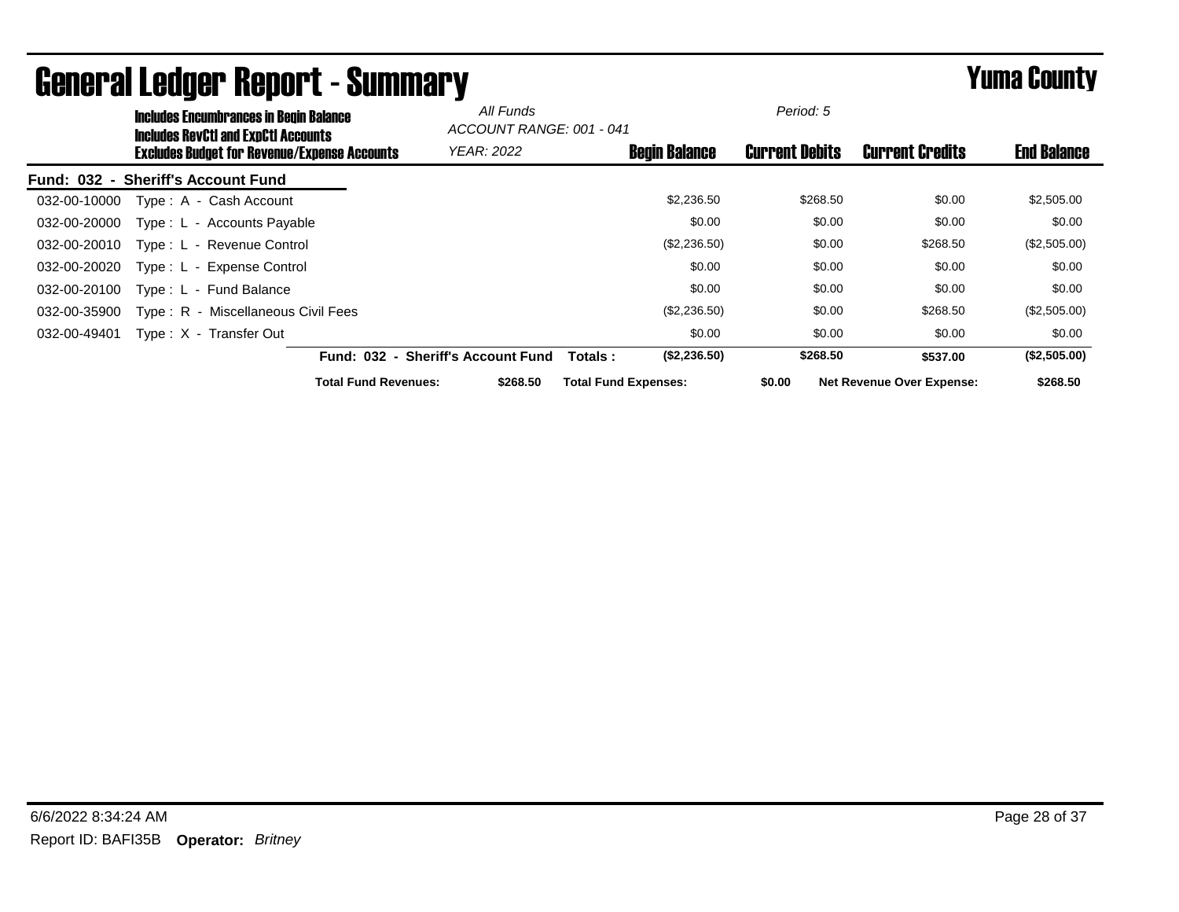# General Ledger Report - Summary

# Yuma County

**Includes Encumbrances in Begin Balance**
**Includes RevCtl and ExpCtl Accounts**
**Excludes Budget for Revenue/Expense Accounts**

*All Funds*
*ACCOUNT RANGE: 001 - 041*
*YEAR: 2022*
*Period: 5*

**Fund: 032 - Sheriff's Account Fund**

| Account | Description | Begin Balance | Current Debits | Current Credits | End Balance |
|---|---|---|---|---|---|
| 032-00-10000 | Type : A - Cash Account | $2,236.50 | $268.50 | $0.00 | $2,505.00 |
| 032-00-20000 | Type : L - Accounts Payable | $0.00 | $0.00 | $0.00 | $0.00 |
| 032-00-20010 | Type : L - Revenue Control | ($2,236.50) | $0.00 | $268.50 | ($2,505.00) |
| 032-00-20020 | Type : L - Expense Control | $0.00 | $0.00 | $0.00 | $0.00 |
| 032-00-20100 | Type : L - Fund Balance | $0.00 | $0.00 | $0.00 | $0.00 |
| 032-00-35900 | Type : R - Miscellaneous Civil Fees | ($2,236.50) | $0.00 | $268.50 | ($2,505.00) |
| 032-00-49401 | Type : X - Transfer Out | $0.00 | $0.00 | $0.00 | $0.00 |
| | **Fund: 032 - Sheriff's Account Fund Totals :** | **($2,236.50)** | **$268.50** | **$537.00** | **($2,505.00)** |

**Total Fund Revenues:** $268.50 **Total Fund Expenses:** $0.00 **Net Revenue Over Expense:** $268.50

6/6/2022 8:34:24 AM

Report ID: BAFI35B **Operator:** *Britney*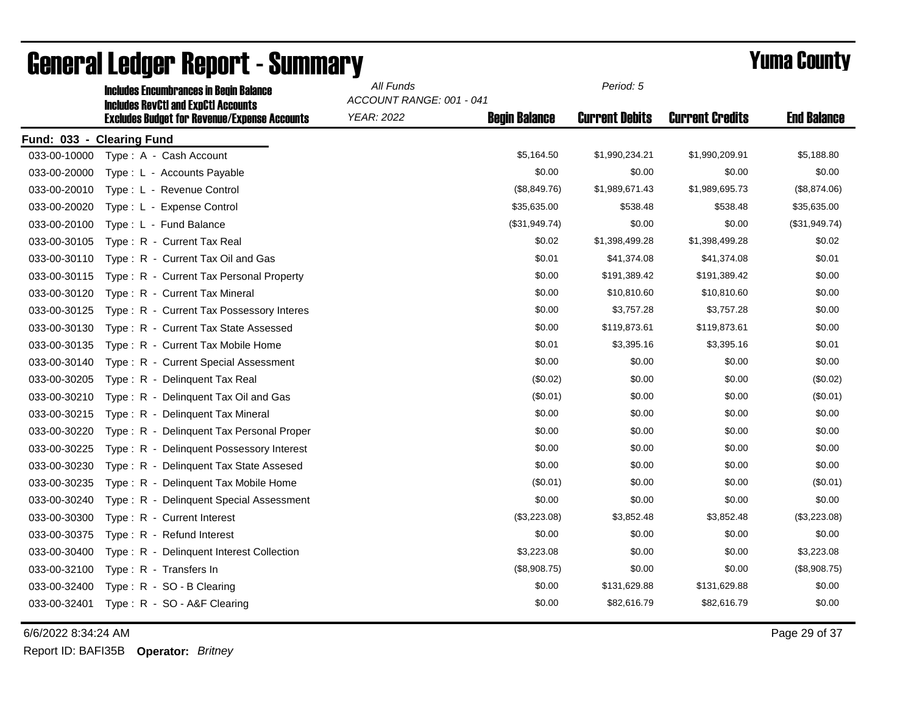# General Ledger Report - Summary

**Yuma County**

**Includes Encumbrances in Begin Balance**
**Includes RevCtl and ExpCtl Accounts**
**Excludes Budget for Revenue/Expense Accounts**

*All Funds*
*ACCOUNT RANGE: 001 - 041*
*YEAR: 2022*
*Period: 5*

**Fund: 033 - Clearing Fund**

| Account | Description | Begin Balance | Current Debits | Current Credits | End Balance |
|---|---|---|---|---|---|
| 033-00-10000 | Type : A - Cash Account | $5,164.50 | $1,990,234.21 | $1,990,209.91 | $5,188.80 |
| 033-00-20000 | Type : L - Accounts Payable | $0.00 | $0.00 | $0.00 | $0.00 |
| 033-00-20010 | Type : L - Revenue Control | ($8,849.76) | $1,989,671.43 | $1,989,695.73 | ($8,874.06) |
| 033-00-20020 | Type : L - Expense Control | $35,635.00 | $538.48 | $538.48 | $35,635.00 |
| 033-00-20100 | Type : L - Fund Balance | ($31,949.74) | $0.00 | $0.00 | ($31,949.74) |
| 033-00-30105 | Type : R - Current Tax Real | $0.02 | $1,398,499.28 | $1,398,499.28 | $0.02 |
| 033-00-30110 | Type : R - Current Tax Oil and Gas | $0.01 | $41,374.08 | $41,374.08 | $0.01 |
| 033-00-30115 | Type : R - Current Tax Personal Property | $0.00 | $191,389.42 | $191,389.42 | $0.00 |
| 033-00-30120 | Type : R - Current Tax Mineral | $0.00 | $10,810.60 | $10,810.60 | $0.00 |
| 033-00-30125 | Type : R - Current Tax Possessory Interes | $0.00 | $3,757.28 | $3,757.28 | $0.00 |
| 033-00-30130 | Type : R - Current Tax State Assessed | $0.00 | $119,873.61 | $119,873.61 | $0.00 |
| 033-00-30135 | Type : R - Current Tax Mobile Home | $0.01 | $3,395.16 | $3,395.16 | $0.01 |
| 033-00-30140 | Type : R - Current Special Assessment | $0.00 | $0.00 | $0.00 | $0.00 |
| 033-00-30205 | Type : R - Delinquent Tax Real | ($0.02) | $0.00 | $0.00 | ($0.02) |
| 033-00-30210 | Type : R - Delinquent Tax Oil and Gas | ($0.01) | $0.00 | $0.00 | ($0.01) |
| 033-00-30215 | Type : R - Delinquent Tax Mineral | $0.00 | $0.00 | $0.00 | $0.00 |
| 033-00-30220 | Type : R - Delinquent Tax Personal Proper | $0.00 | $0.00 | $0.00 | $0.00 |
| 033-00-30225 | Type : R - Delinquent Possessory Interest | $0.00 | $0.00 | $0.00 | $0.00 |
| 033-00-30230 | Type : R - Delinquent Tax State Assesed | $0.00 | $0.00 | $0.00 | $0.00 |
| 033-00-30235 | Type : R - Delinquent Tax Mobile Home | ($0.01) | $0.00 | $0.00 | ($0.01) |
| 033-00-30240 | Type : R - Delinquent Special Assessment | $0.00 | $0.00 | $0.00 | $0.00 |
| 033-00-30300 | Type : R - Current Interest | ($3,223.08) | $3,852.48 | $3,852.48 | ($3,223.08) |
| 033-00-30375 | Type : R - Refund Interest | $0.00 | $0.00 | $0.00 | $0.00 |
| 033-00-30400 | Type : R - Delinquent Interest Collection | $3,223.08 | $0.00 | $0.00 | $3,223.08 |
| 033-00-32100 | Type : R - Transfers In | ($8,908.75) | $0.00 | $0.00 | ($8,908.75) |
| 033-00-32400 | Type : R - SO - B Clearing | $0.00 | $131,629.88 | $131,629.88 | $0.00 |
| 033-00-32401 | Type : R - SO - A&F Clearing | $0.00 | $82,616.79 | $82,616.79 | $0.00 |

6/6/2022 8:34:24 AM

Report ID: BAFI35B **Operator:** *Britney*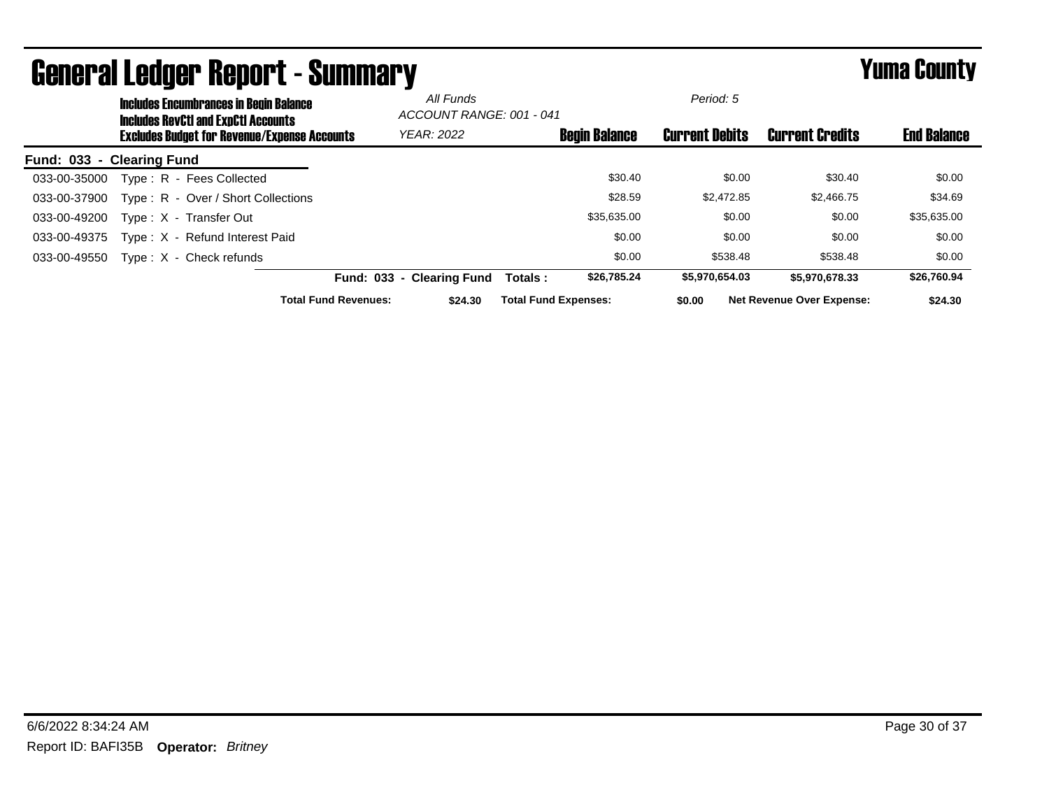# General Ledger Report - Summary

**Yuma County**

**Includes Encumbrances in Begin Balance**
**Includes RevCtl and ExpCtl Accounts**
**Excludes Budget for Revenue/Expense Accounts**

*All Funds*
*ACCOUNT RANGE: 001 - 041*
*YEAR: 2022*

*Period: 5*

**Fund: 033 - Clearing Fund**

| Account | Description | Begin Balance | Current Debits | Current Credits | End Balance |
|---|---|---|---|---|---|
| 033-00-35000 | Type : R - Fees Collected | $30.40 | $0.00 | $30.40 | $0.00 |
| 033-00-37900 | Type : R - Over / Short Collections | $28.59 | $2,472.85 | $2,466.75 | $34.69 |
| 033-00-49200 | Type : X - Transfer Out | $35,635.00 | $0.00 | $0.00 | $35,635.00 |
| 033-00-49375 | Type : X - Refund Interest Paid | $0.00 | $0.00 | $0.00 | $0.00 |
| 033-00-49550 | Type : X - Check refunds | $0.00 | $538.48 | $538.48 | $0.00 |
| | **Fund: 033 - Clearing Fund Totals :** | **$26,785.24** | **$5,970,654.03** | **$5,970,678.33** | **$26,760.94** |

**Total Fund Revenues:** **$24.30** **Total Fund Expenses:** **$0.00** **Net Revenue Over Expense:** **$24.30**

6/6/2022 8:34:24 AM

Report ID: BAFI35B **Operator:** *Britney*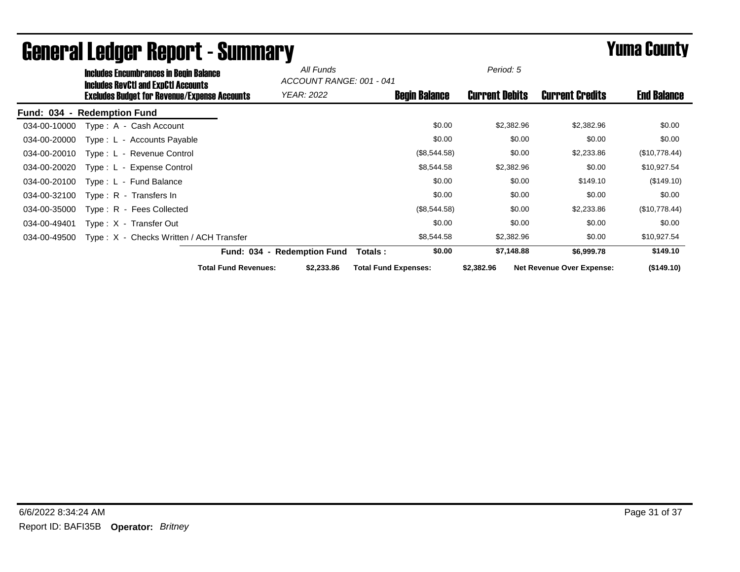# General Ledger Report - Summary

## Yuma County

**Includes Encumbrances in Begin Balance**
**Includes RevCtl and ExpCtl Accounts**
**Excludes Budget for Revenue/Expense Accounts**

*All Funds*
*ACCOUNT RANGE: 001 - 041*
*YEAR: 2022*
*Period: 5*

| Account | Description | Begin Balance | Current Debits | Current Credits | End Balance |
|---|---|---|---|---|---|
| **Fund: 034 - Redemption Fund** | | | | | |
| 034-00-10000 | Type : A - Cash Account | $0.00 | $2,382.96 | $2,382.96 | $0.00 |
| 034-00-20000 | Type : L - Accounts Payable | $0.00 | $0.00 | $0.00 | $0.00 |
| 034-00-20010 | Type : L - Revenue Control | ($8,544.58) | $0.00 | $2,233.86 | ($10,778.44) |
| 034-00-20020 | Type : L - Expense Control | $8,544.58 | $2,382.96 | $0.00 | $10,927.54 |
| 034-00-20100 | Type : L - Fund Balance | $0.00 | $0.00 | $149.10 | ($149.10) |
| 034-00-32100 | Type : R - Transfers In | $0.00 | $0.00 | $0.00 | $0.00 |
| 034-00-35000 | Type : R - Fees Collected | ($8,544.58) | $0.00 | $2,233.86 | ($10,778.44) |
| 034-00-49401 | Type : X - Transfer Out | $0.00 | $0.00 | $0.00 | $0.00 |
| 034-00-49500 | Type : X - Checks Written / ACH Transfer | $8,544.58 | $2,382.96 | $0.00 | $10,927.54 |
| | **Fund: 034 - Redemption Fund Totals :** | **$0.00** | **$7,148.88** | **$6,999.78** | **$149.10** |

**Total Fund Revenues:** $2,233.86 **Total Fund Expenses:** $2,382.96 **Net Revenue Over Expense:** ($149.10)

6/6/2022 8:34:24 AM

Report ID: BAFI35B **Operator:** *Britney*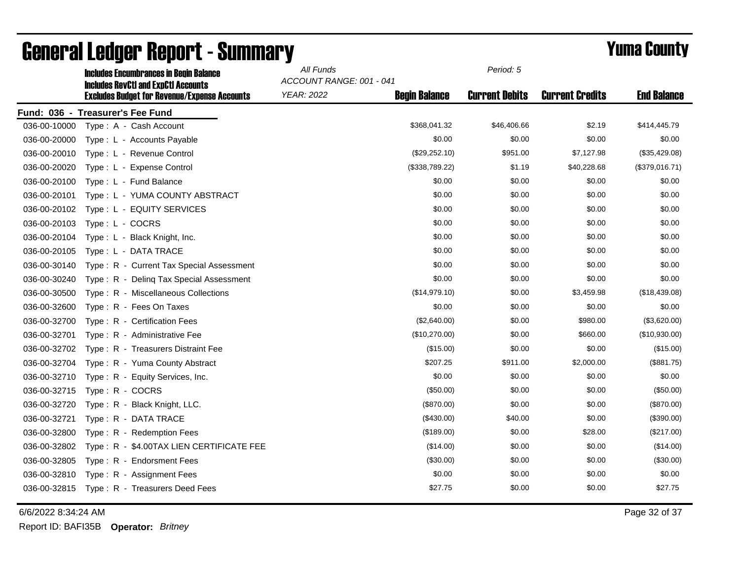# General Ledger Report - Summary

# Yuma County

**Includes Encumbrances in Begin Balance**
**Includes RevCtl and ExpCtl Accounts**
**Excludes Budget for Revenue/Expense Accounts**

*All Funds*
*ACCOUNT RANGE: 001 - 041*
*YEAR: 2022*

*Period: 5*

**Fund: 036 - Treasurer's Fee Fund**

| Account | Description | Begin Balance | Current Debits | Current Credits | End Balance |
|---|---|---|---|---|---|
| 036-00-10000 | Type : A - Cash Account | $368,041.32 | $46,406.66 | $2.19 | $414,445.79 |
| 036-00-20000 | Type : L - Accounts Payable | $0.00 | $0.00 | $0.00 | $0.00 |
| 036-00-20010 | Type : L - Revenue Control | ($29,252.10) | $951.00 | $7,127.98 | ($35,429.08) |
| 036-00-20020 | Type : L - Expense Control | ($338,789.22) | $1.19 | $40,228.68 | ($379,016.71) |
| 036-00-20100 | Type : L - Fund Balance | $0.00 | $0.00 | $0.00 | $0.00 |
| 036-00-20101 | Type : L - YUMA COUNTY ABSTRACT | $0.00 | $0.00 | $0.00 | $0.00 |
| 036-00-20102 | Type : L - EQUITY SERVICES | $0.00 | $0.00 | $0.00 | $0.00 |
| 036-00-20103 | Type : L - COCRS | $0.00 | $0.00 | $0.00 | $0.00 |
| 036-00-20104 | Type : L - Black Knight, Inc. | $0.00 | $0.00 | $0.00 | $0.00 |
| 036-00-20105 | Type : L - DATA TRACE | $0.00 | $0.00 | $0.00 | $0.00 |
| 036-00-30140 | Type : R - Current Tax Special Assessment | $0.00 | $0.00 | $0.00 | $0.00 |
| 036-00-30240 | Type : R - Delinq Tax Special Assessment | $0.00 | $0.00 | $0.00 | $0.00 |
| 036-00-30500 | Type : R - Miscellaneous Collections | ($14,979.10) | $0.00 | $3,459.98 | ($18,439.08) |
| 036-00-32600 | Type : R - Fees On Taxes | $0.00 | $0.00 | $0.00 | $0.00 |
| 036-00-32700 | Type : R - Certification Fees | ($2,640.00) | $0.00 | $980.00 | ($3,620.00) |
| 036-00-32701 | Type : R - Administrative Fee | ($10,270.00) | $0.00 | $660.00 | ($10,930.00) |
| 036-00-32702 | Type : R - Treasurers Distraint Fee | ($15.00) | $0.00 | $0.00 | ($15.00) |
| 036-00-32704 | Type : R - Yuma County Abstract | $207.25 | $911.00 | $2,000.00 | ($881.75) |
| 036-00-32710 | Type : R - Equity Services, Inc. | $0.00 | $0.00 | $0.00 | $0.00 |
| 036-00-32715 | Type : R - COCRS | ($50.00) | $0.00 | $0.00 | ($50.00) |
| 036-00-32720 | Type : R - Black Knight, LLC. | ($870.00) | $0.00 | $0.00 | ($870.00) |
| 036-00-32721 | Type : R - DATA TRACE | ($430.00) | $40.00 | $0.00 | ($390.00) |
| 036-00-32800 | Type : R - Redemption Fees | ($189.00) | $0.00 | $28.00 | ($217.00) |
| 036-00-32802 | Type : R - $4.00TAX LIEN CERTIFICATE FEE | ($14.00) | $0.00 | $0.00 | ($14.00) |
| 036-00-32805 | Type : R - Endorsment Fees | ($30.00) | $0.00 | $0.00 | ($30.00) |
| 036-00-32810 | Type : R - Assignment Fees | $0.00 | $0.00 | $0.00 | $0.00 |
| 036-00-32815 | Type : R - Treasurers Deed Fees | $27.75 | $0.00 | $0.00 | $27.75 |

6/6/2022 8:34:24 AM

Report ID: BAFI35B **Operator:** *Britney*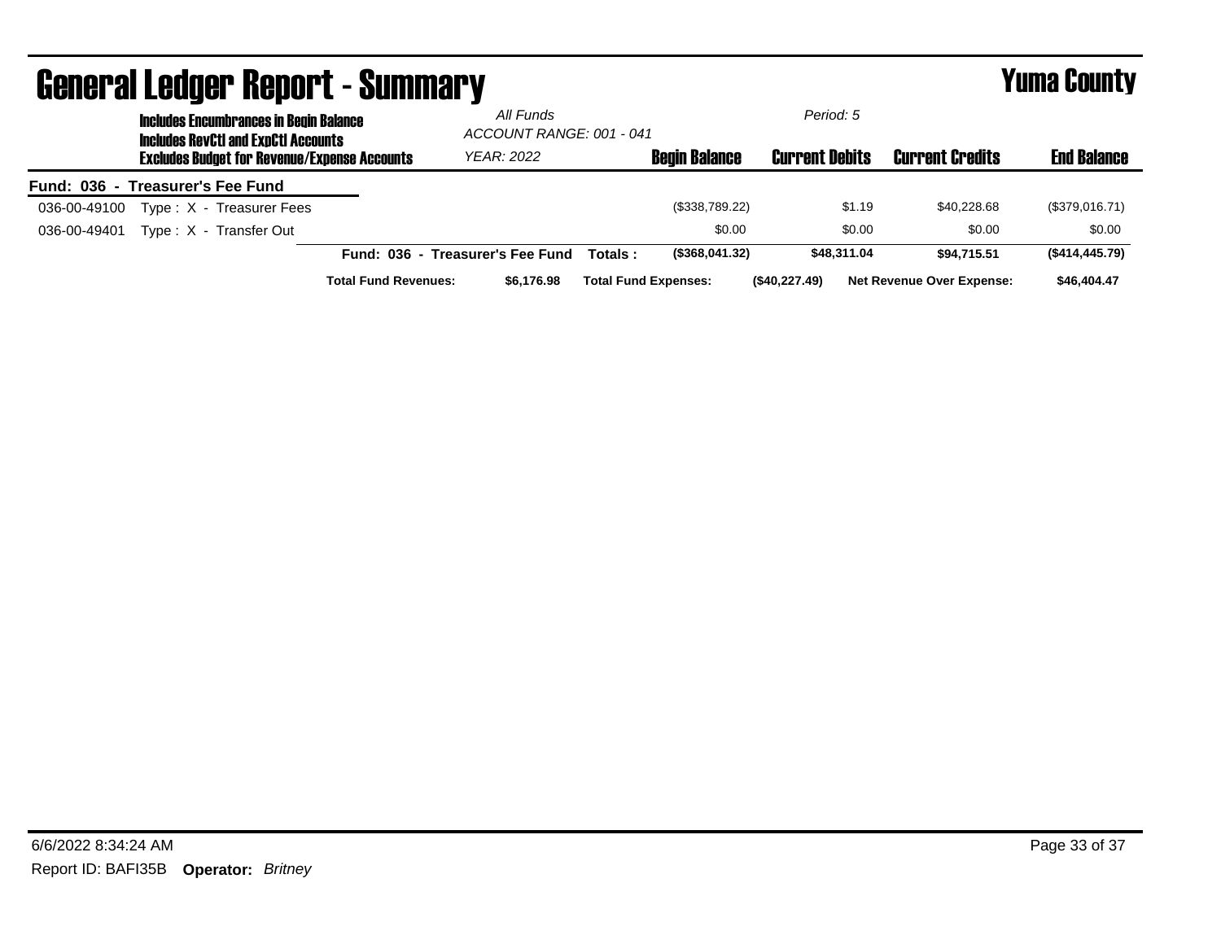# General Ledger Report - Summary

## Yuma County

**Includes Encumbrances in Begin Balance**
**Includes RevCtl and ExpCtl Accounts**
**Excludes Budget for Revenue/Expense Accounts**

*All Funds*
*ACCOUNT RANGE: 001 - 041*
*YEAR: 2022*
*Period: 5*

| | | Begin Balance | Current Debits | Current Credits | End Balance |
|---|---|---|---|---|---|
| **Fund: 036 - Treasurer's Fee Fund** | | | | | |
| 036-00-49100 | Type : X - Treasurer Fees | ($338,789.22) | $1.19 | $40,228.68 | ($379,016.71) |
| 036-00-49401 | Type : X - Transfer Out | $0.00 | $0.00 | $0.00 | $0.00 |
| | **Fund: 036 - Treasurer's Fee Fund Totals :** | **($368,041.32)** | **$48,311.04** | **$94,715.51** | **($414,445.79)** |

**Total Fund Revenues:** $6,176.98 **Total Fund Expenses:** ($40,227.49) **Net Revenue Over Expense:** $46,404.47

6/6/2022 8:34:24 AM

Report ID: BAFI35B **Operator:** *Britney*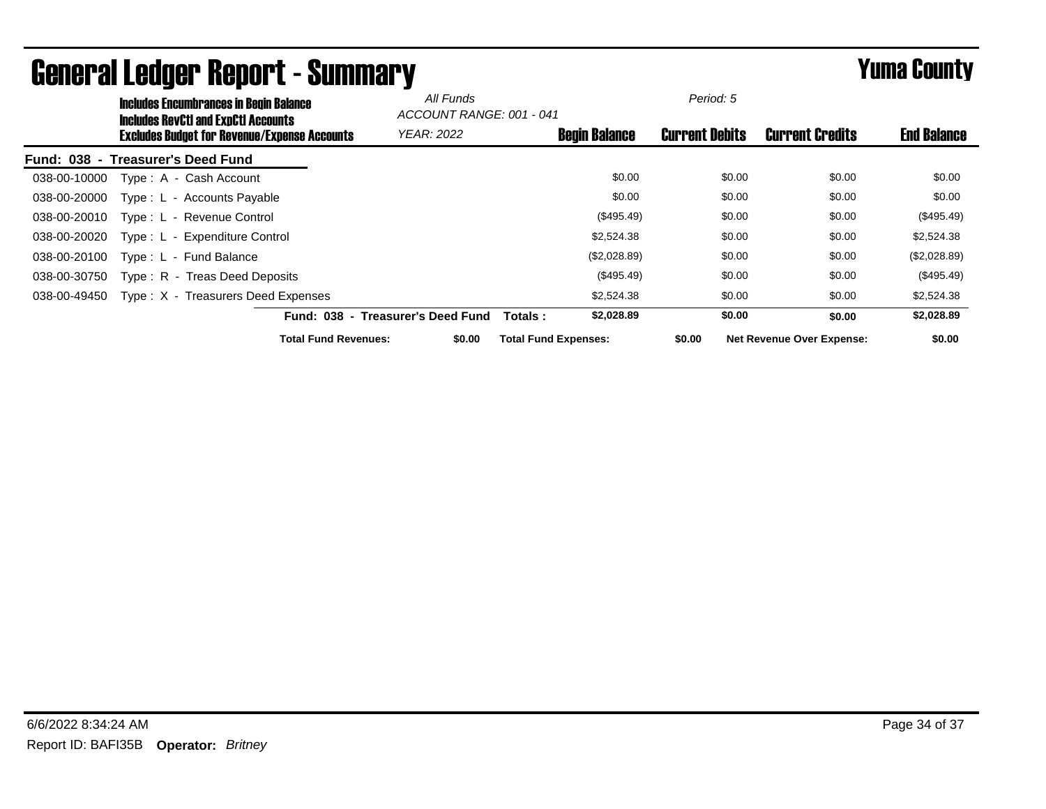# General Ledger Report - Summary

# Yuma County

**Includes Encumbrances in Begin Balance**
**Includes RevCtl and ExpCtl Accounts**
**Excludes Budget for Revenue/Expense Accounts**

*All Funds*
*ACCOUNT RANGE: 001 - 041*
*YEAR: 2022*

*Period: 5*

**Fund: 038 - Treasurer's Deed Fund**

| Account | Description | Begin Balance | Current Debits | Current Credits | End Balance |
|---|---|---|---|---|---|
| 038-00-10000 | Type : A - Cash Account | $0.00 | $0.00 | $0.00 | $0.00 |
| 038-00-20000 | Type : L - Accounts Payable | $0.00 | $0.00 | $0.00 | $0.00 |
| 038-00-20010 | Type : L - Revenue Control | ($495.49) | $0.00 | $0.00 | ($495.49) |
| 038-00-20020 | Type : L - Expenditure Control | $2,524.38 | $0.00 | $0.00 | $2,524.38 |
| 038-00-20100 | Type : L - Fund Balance | ($2,028.89) | $0.00 | $0.00 | ($2,028.89) |
| 038-00-30750 | Type : R - Treas Deed Deposits | ($495.49) | $0.00 | $0.00 | ($495.49) |
| 038-00-49450 | Type : X - Treasurers Deed Expenses | $2,524.38 | $0.00 | $0.00 | $2,524.38 |
| | **Fund: 038 - Treasurer's Deed Fund Totals :** | **$2,028.89** | **$0.00** | **$0.00** | **$2,028.89** |

**Total Fund Revenues:** **$0.00** **Total Fund Expenses:** **$0.00** **Net Revenue Over Expense:** **$0.00**

6/6/2022 8:34:24 AM

Report ID: BAFI35B **Operator:** *Britney*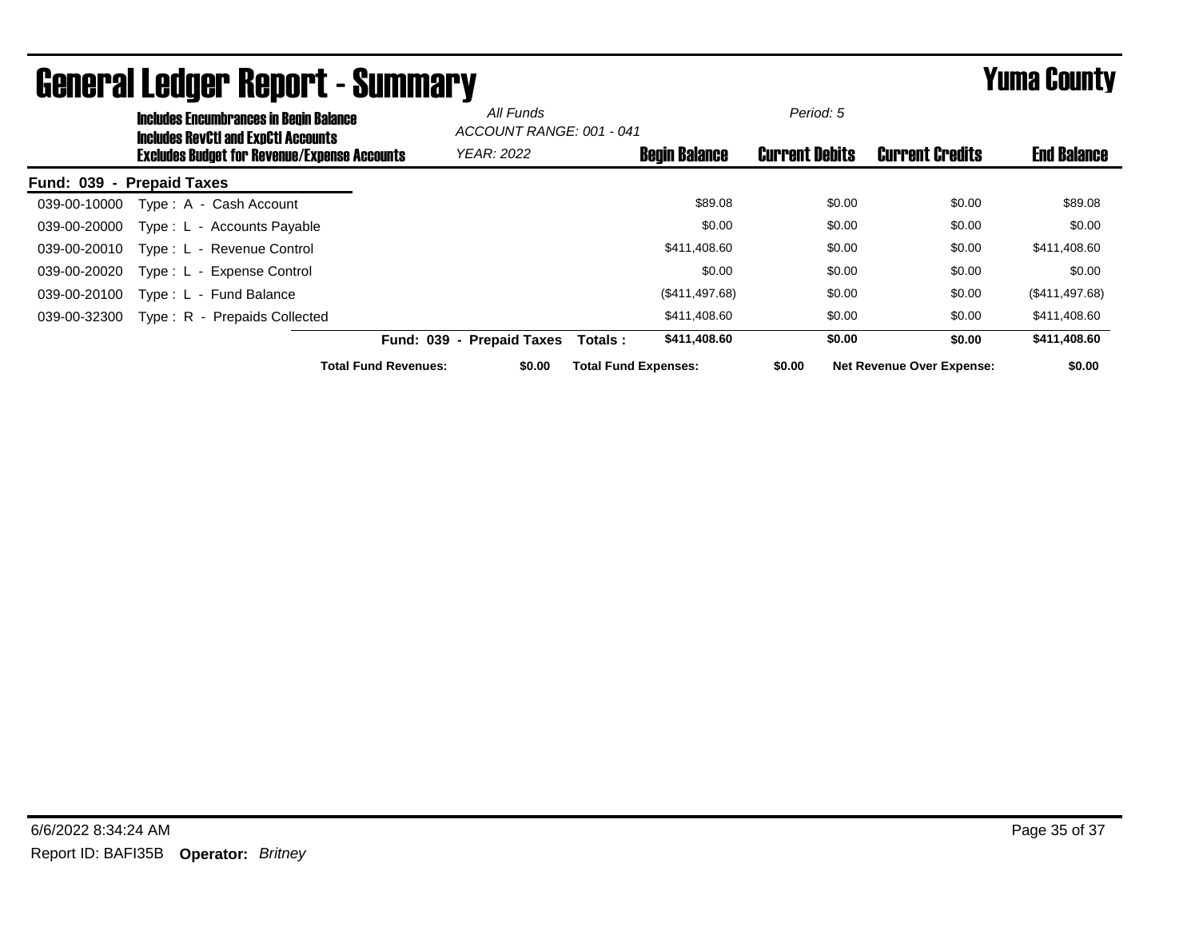# General Ledger Report - Summary

## Yuma County

**Includes Encumbrances in Begin Balance**
**Includes RevCtl and ExpCtl Accounts**
**Excludes Budget for Revenue/Expense Accounts**

*All Funds*
*ACCOUNT RANGE: 001 - 041*
*YEAR: 2022*
*Period: 5*

**Fund: 039 - Prepaid Taxes**

| Account | Description | Begin Balance | Current Debits | Current Credits | End Balance |
|---|---|---|---|---|---|
| 039-00-10000 | Type : A - Cash Account | $89.08 | $0.00 | $0.00 | $89.08 |
| 039-00-20000 | Type : L - Accounts Payable | $0.00 | $0.00 | $0.00 | $0.00 |
| 039-00-20010 | Type : L - Revenue Control | $411,408.60 | $0.00 | $0.00 | $411,408.60 |
| 039-00-20020 | Type : L - Expense Control | $0.00 | $0.00 | $0.00 | $0.00 |
| 039-00-20100 | Type : L - Fund Balance | ($411,497.68) | $0.00 | $0.00 | ($411,497.68) |
| 039-00-32300 | Type : R - Prepaids Collected | $411,408.60 | $0.00 | $0.00 | $411,408.60 |
| | **Fund: 039 - Prepaid Taxes Totals :** | **$411,408.60** | **$0.00** | **$0.00** | **$411,408.60** |

**Total Fund Revenues:** $0.00 **Total Fund Expenses:** $0.00 **Net Revenue Over Expense:** $0.00

6/6/2022 8:34:24 AM

Report ID: BAFI35B **Operator:** *Britney*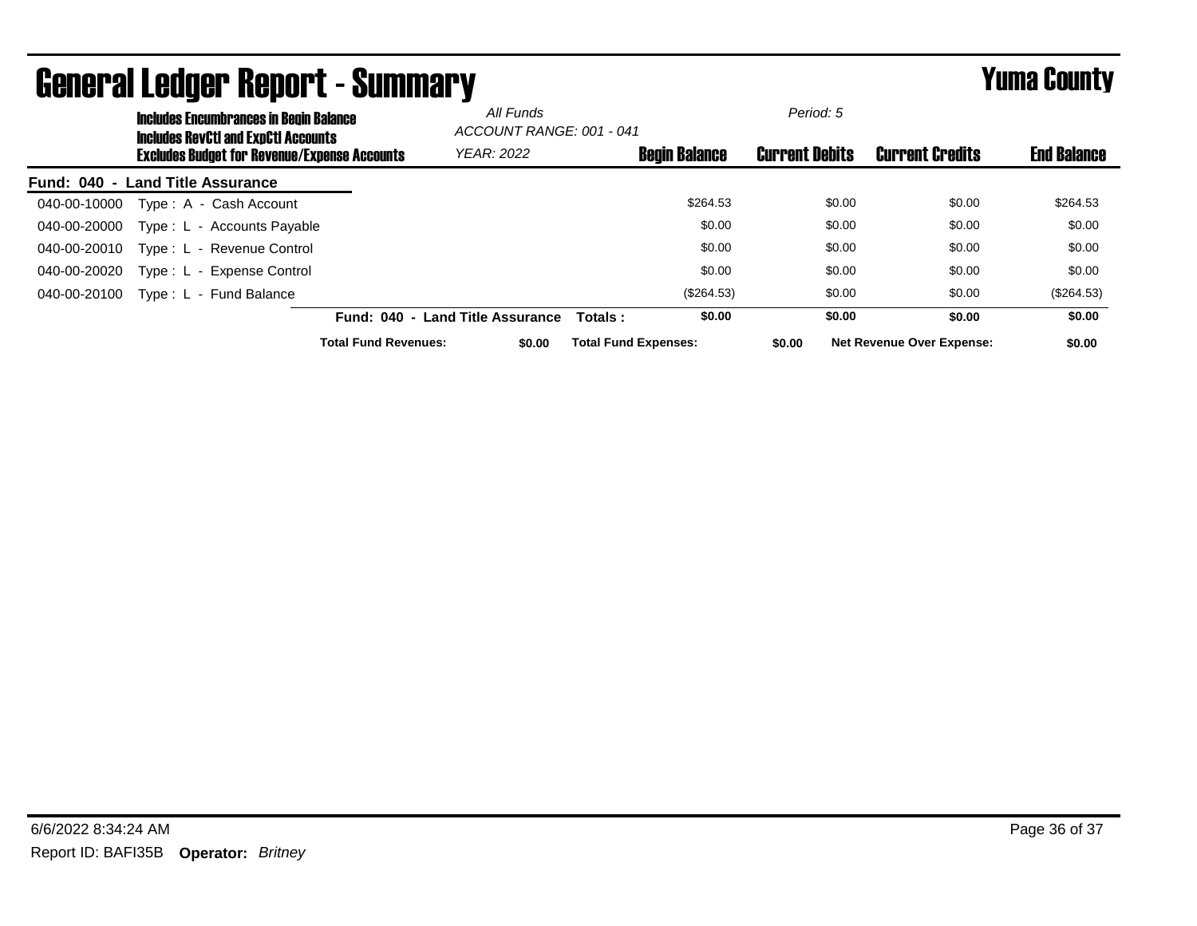# General Ledger Report - Summary

# Yuma County

**Includes Encumbrances in Begin Balance**
**Includes RevCtl and ExpCtl Accounts**
**Excludes Budget for Revenue/Expense Accounts**

*All Funds*
*ACCOUNT RANGE: 001 - 041*
*YEAR: 2022*

*Period: 5*

**Fund: 040 - Land Title Assurance**

| Account | Description | Begin Balance | Current Debits | Current Credits | End Balance |
|---|---|---|---|---|---|
| 040-00-10000 | Type : A - Cash Account | $264.53 | $0.00 | $0.00 | $264.53 |
| 040-00-20000 | Type : L - Accounts Payable | $0.00 | $0.00 | $0.00 | $0.00 |
| 040-00-20010 | Type : L - Revenue Control | $0.00 | $0.00 | $0.00 | $0.00 |
| 040-00-20020 | Type : L - Expense Control | $0.00 | $0.00 | $0.00 | $0.00 |
| 040-00-20100 | Type : L - Fund Balance | ($264.53) | $0.00 | $0.00 | ($264.53) |
| | **Fund: 040 - Land Title Assurance Totals :** | **$0.00** | **$0.00** | **$0.00** | **$0.00** |

**Total Fund Revenues:** **$0.00** **Total Fund Expenses:** **$0.00** **Net Revenue Over Expense:** **$0.00**

6/6/2022 8:34:24 AM

Report ID: BAFI35B **Operator:** *Britney*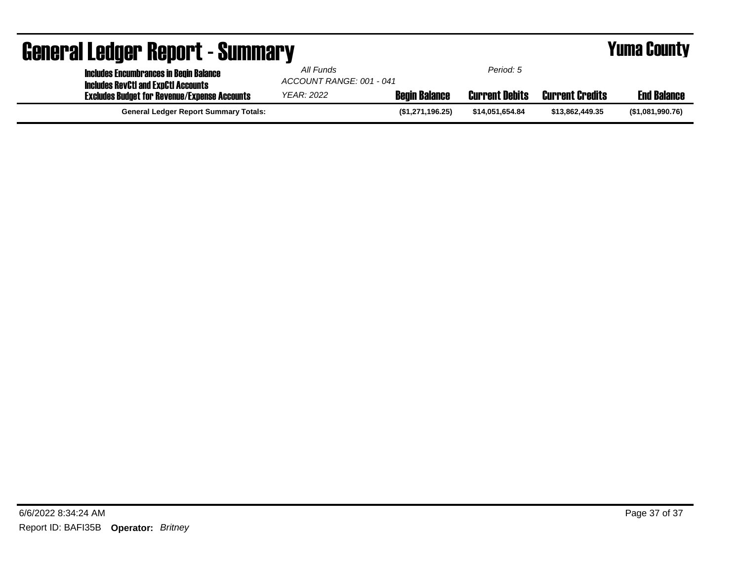# General Ledger Report - Summary

**Yuma County**

**Includes Encumbrances in Begin Balance**
**Includes RevCtl and ExpCtl Accounts**
**Excludes Budget for Revenue/Expense Accounts**

*All Funds*
*ACCOUNT RANGE: 001 - 041*
*YEAR: 2022*

*Period: 5*

| | Begin Balance | Current Debits | Current Credits | End Balance |
|---|---|---|---|---|
| **General Ledger Report Summary Totals:** | **($1,271,196.25)** | **$14,051,654.84** | **$13,862,449.35** | **($1,081,990.76)** |

6/6/2022 8:34:24 AM

Report ID: BAFI35B **Operator:** *Britney*